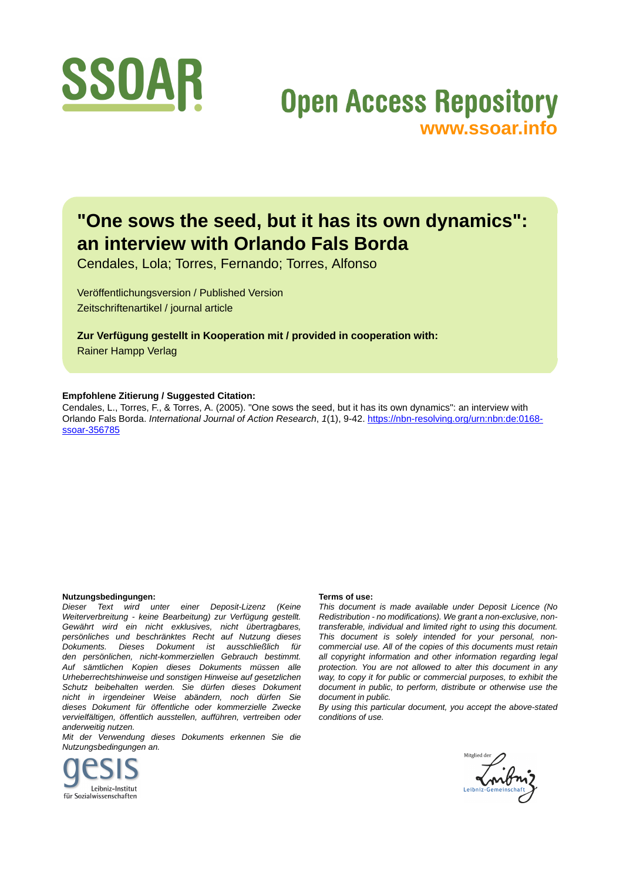# "One sows the seed, but it has its own dynamics": an interview with Orlando Fals Borda

Cendales, Lola; Torres, Fernando; Torres, Alfonso

Veröffentlichungsversion / Published Version
Zeitschriftenartikel / journal article

**Zur Verfügung gestellt in Kooperation mit / provided in cooperation with:**
Rainer Hampp Verlag

**Empfohlene Zitierung / Suggested Citation:**
Cendales, L., Torres, F., & Torres, A. (2005). "One sows the seed, but it has its own dynamics": an interview with Orlando Fals Borda. *International Journal of Action Research*, *1*(1), 9-42. https://nbn-resolving.org/urn:nbn:de:0168-ssoar-356785

**Nutzungsbedingungen:**
*Dieser Text wird unter einer Deposit-Lizenz (Keine Weiterverbreitung - keine Bearbeitung) zur Verfügung gestellt. Gewährt wird ein nicht exklusives, nicht übertragbares, persönliches und beschränktes Recht auf Nutzung dieses Dokuments. Dieses Dokument ist ausschließlich für den persönlichen, nicht-kommerziellen Gebrauch bestimmt. Auf sämtlichen Kopien dieses Dokuments müssen alle Urheberrechtshinweise und sonstigen Hinweise auf gesetzlichen Schutz beibehalten werden. Sie dürfen dieses Dokument nicht in irgendeiner Weise abändern, noch dürfen Sie dieses Dokument für öffentliche oder kommerzielle Zwecke vervielfältigen, öffentlich ausstellen, aufführen, vertreiben oder anderweitig nutzen.*
*Mit der Verwendung dieses Dokuments erkennen Sie die Nutzungsbedingungen an.*

**Terms of use:**
*This document is made available under Deposit Licence (No Redistribution - no modifications). We grant a non-exclusive, non-transferable, individual and limited right to using this document. This document is solely intended for your personal, non-commercial use. All of the copies of this documents must retain all copyright information and other information regarding legal protection. You are not allowed to alter this document in any way, to copy it for public or commercial purposes, to exhibit the document in public, to perform, distribute or otherwise use the document in public.*
*By using this particular document, you accept the above-stated conditions of use.*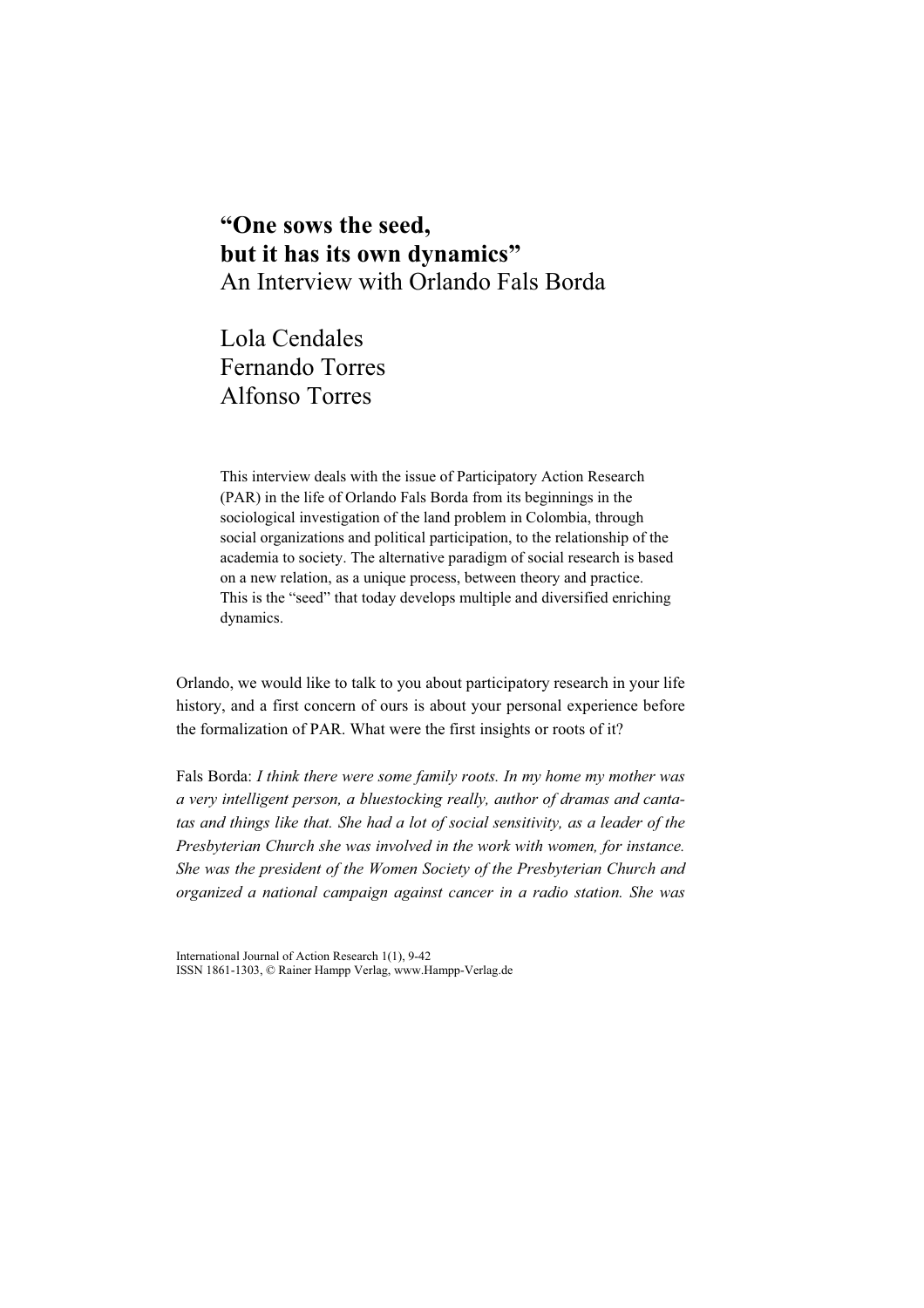# "One sows the seed, but it has its own dynamics"

## An Interview with Orlando Fals Borda

Lola Cendales
Fernando Torres
Alfonso Torres

This interview deals with the issue of Participatory Action Research (PAR) in the life of Orlando Fals Borda from its beginnings in the sociological investigation of the land problem in Colombia, through social organizations and political participation, to the relationship of the academia to society. The alternative paradigm of social research is based on a new relation, as a unique process, between theory and practice. This is the "seed" that today develops multiple and diversified enriching dynamics.

Orlando, we would like to talk to you about participatory research in your life history, and a first concern of ours is about your personal experience before the formalization of PAR. What were the first insights or roots of it?

Fals Borda: *I think there were some family roots. In my home my mother was a very intelligent person, a bluestocking really, author of dramas and cantatas and things like that. She had a lot of social sensitivity, as a leader of the Presbyterian Church she was involved in the work with women, for instance. She was the president of the Women Society of the Presbyterian Church and organized a national campaign against cancer in a radio station. She was*

International Journal of Action Research 1(1), 9-42
ISSN 1861-1303, © Rainer Hampp Verlag, www.Hampp-Verlag.de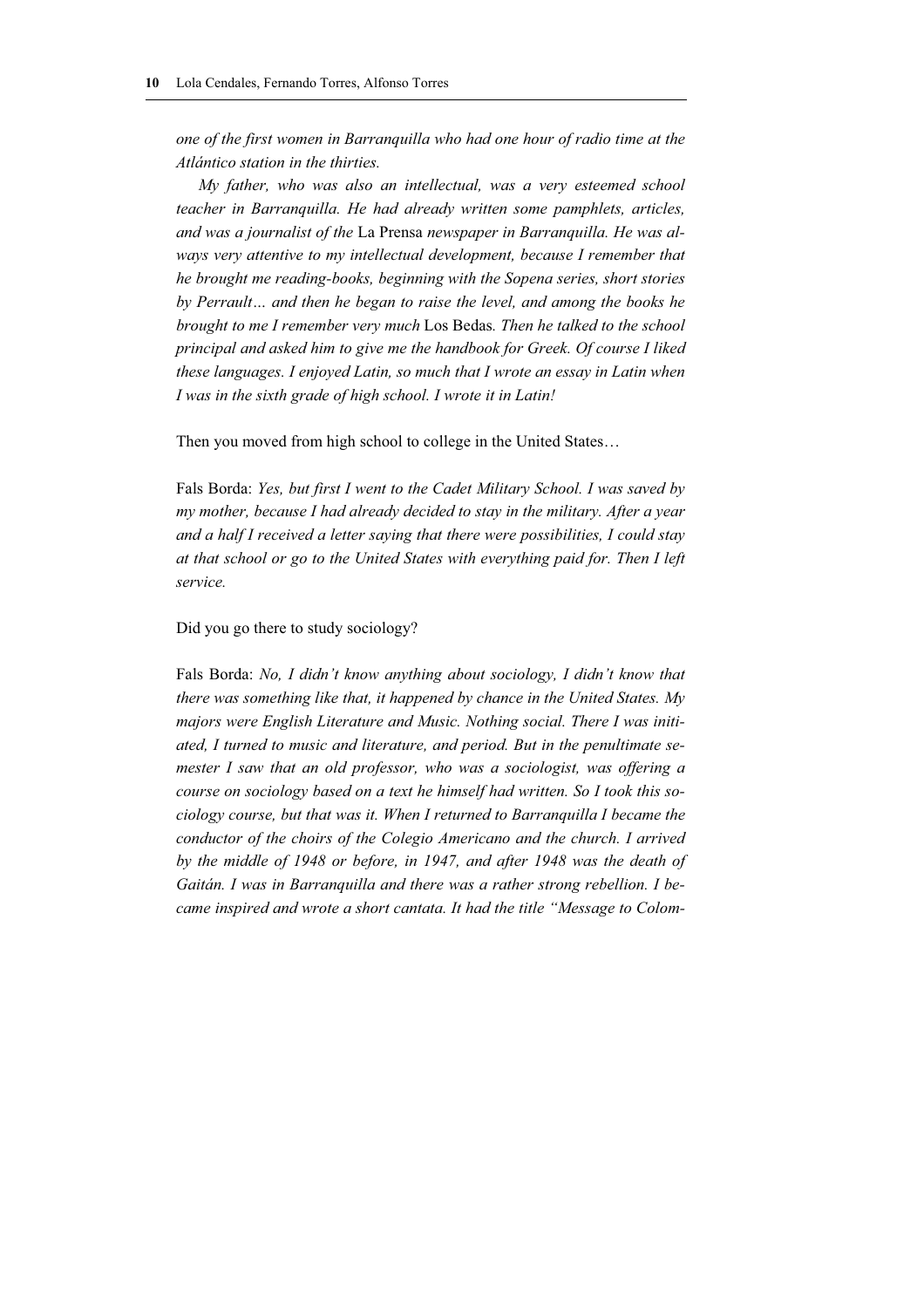*one of the first women in Barranquilla who had one hour of radio time at the Atlántico station in the thirties.*

*My father, who was also an intellectual, was a very esteemed school teacher in Barranquilla. He had already written some pamphlets, articles, and was a journalist of the* La Prensa *newspaper in Barranquilla. He was always very attentive to my intellectual development, because I remember that he brought me reading-books, beginning with the Sopena series, short stories by Perrault… and then he began to raise the level, and among the books he brought to me I remember very much* Los Bedas*. Then he talked to the school principal and asked him to give me the handbook for Greek. Of course I liked these languages. I enjoyed Latin, so much that I wrote an essay in Latin when I was in the sixth grade of high school. I wrote it in Latin!*

Then you moved from high school to college in the United States…

Fals Borda: *Yes, but first I went to the Cadet Military School. I was saved by my mother, because I had already decided to stay in the military. After a year and a half I received a letter saying that there were possibilities, I could stay at that school or go to the United States with everything paid for. Then I left service.*

Did you go there to study sociology?

Fals Borda: *No, I didn't know anything about sociology, I didn't know that there was something like that, it happened by chance in the United States. My majors were English Literature and Music. Nothing social. There I was initiated, I turned to music and literature, and period. But in the penultimate semester I saw that an old professor, who was a sociologist, was offering a course on sociology based on a text he himself had written. So I took this sociology course, but that was it. When I returned to Barranquilla I became the conductor of the choirs of the Colegio Americano and the church. I arrived by the middle of 1948 or before, in 1947, and after 1948 was the death of Gaitán. I was in Barranquilla and there was a rather strong rebellion. I became inspired and wrote a short cantata. It had the title "Message to Colom-*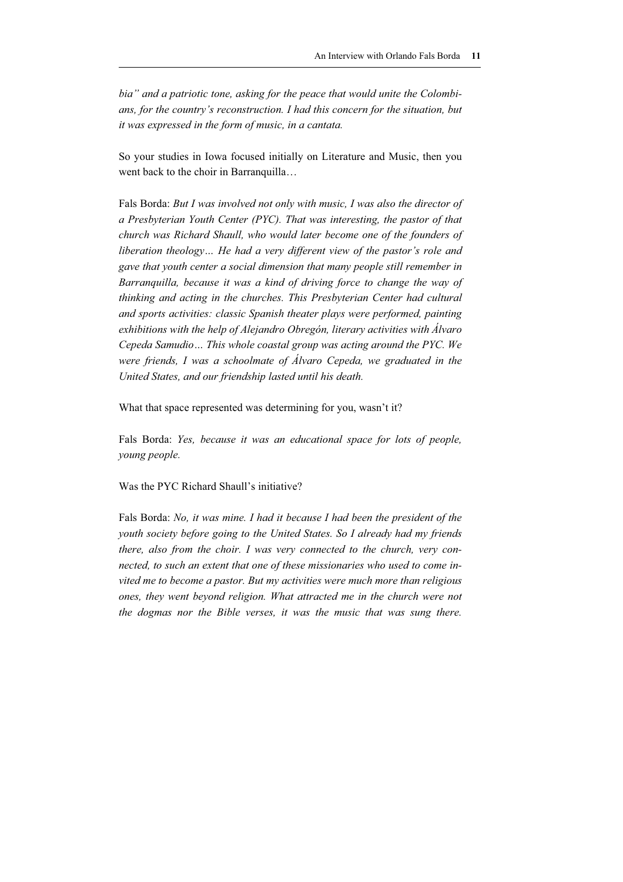*bia" and a patriotic tone, asking for the peace that would unite the Colombians, for the country's reconstruction. I had this concern for the situation, but it was expressed in the form of music, in a cantata.*

So your studies in Iowa focused initially on Literature and Music, then you went back to the choir in Barranquilla…

Fals Borda: *But I was involved not only with music, I was also the director of a Presbyterian Youth Center (PYC). That was interesting, the pastor of that church was Richard Shaull, who would later become one of the founders of liberation theology… He had a very different view of the pastor's role and gave that youth center a social dimension that many people still remember in Barranquilla, because it was a kind of driving force to change the way of thinking and acting in the churches. This Presbyterian Center had cultural and sports activities: classic Spanish theater plays were performed, painting exhibitions with the help of Alejandro Obregón, literary activities with Álvaro Cepeda Samudio… This whole coastal group was acting around the PYC. We were friends, I was a schoolmate of Álvaro Cepeda, we graduated in the United States, and our friendship lasted until his death.*

What that space represented was determining for you, wasn't it?

Fals Borda: *Yes, because it was an educational space for lots of people, young people.*

Was the PYC Richard Shaull's initiative?

Fals Borda: *No, it was mine. I had it because I had been the president of the youth society before going to the United States. So I already had my friends there, also from the choir. I was very connected to the church, very connected, to such an extent that one of these missionaries who used to come invited me to become a pastor. But my activities were much more than religious ones, they went beyond religion. What attracted me in the church were not the dogmas nor the Bible verses, it was the music that was sung there.*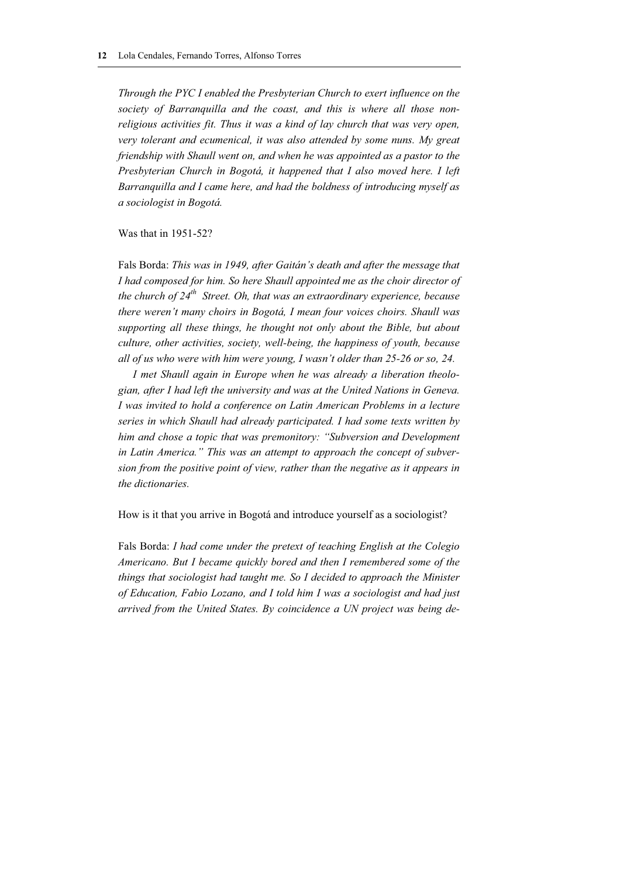*Through the PYC I enabled the Presbyterian Church to exert influence on the society of Barranquilla and the coast, and this is where all those non-religious activities fit. Thus it was a kind of lay church that was very open, very tolerant and ecumenical, it was also attended by some nuns. My great friendship with Shaull went on, and when he was appointed as a pastor to the Presbyterian Church in Bogotá, it happened that I also moved here. I left Barranquilla and I came here, and had the boldness of introducing myself as a sociologist in Bogotá.*

Was that in 1951-52?

Fals Borda: *This was in 1949, after Gaitán's death and after the message that I had composed for him. So here Shaull appointed me as the choir director of the church of 24th Street. Oh, that was an extraordinary experience, because there weren't many choirs in Bogotá, I mean four voices choirs. Shaull was supporting all these things, he thought not only about the Bible, but about culture, other activities, society, well-being, the happiness of youth, because all of us who were with him were young, I wasn't older than 25-26 or so, 24.*

*I met Shaull again in Europe when he was already a liberation theologian, after I had left the university and was at the United Nations in Geneva. I was invited to hold a conference on Latin American Problems in a lecture series in which Shaull had already participated. I had some texts written by him and chose a topic that was premonitory: "Subversion and Development in Latin America." This was an attempt to approach the concept of subversion from the positive point of view, rather than the negative as it appears in the dictionaries.*

How is it that you arrive in Bogotá and introduce yourself as a sociologist?

Fals Borda: *I had come under the pretext of teaching English at the Colegio Americano. But I became quickly bored and then I remembered some of the things that sociologist had taught me. So I decided to approach the Minister of Education, Fabio Lozano, and I told him I was a sociologist and had just arrived from the United States. By coincidence a UN project was being de-*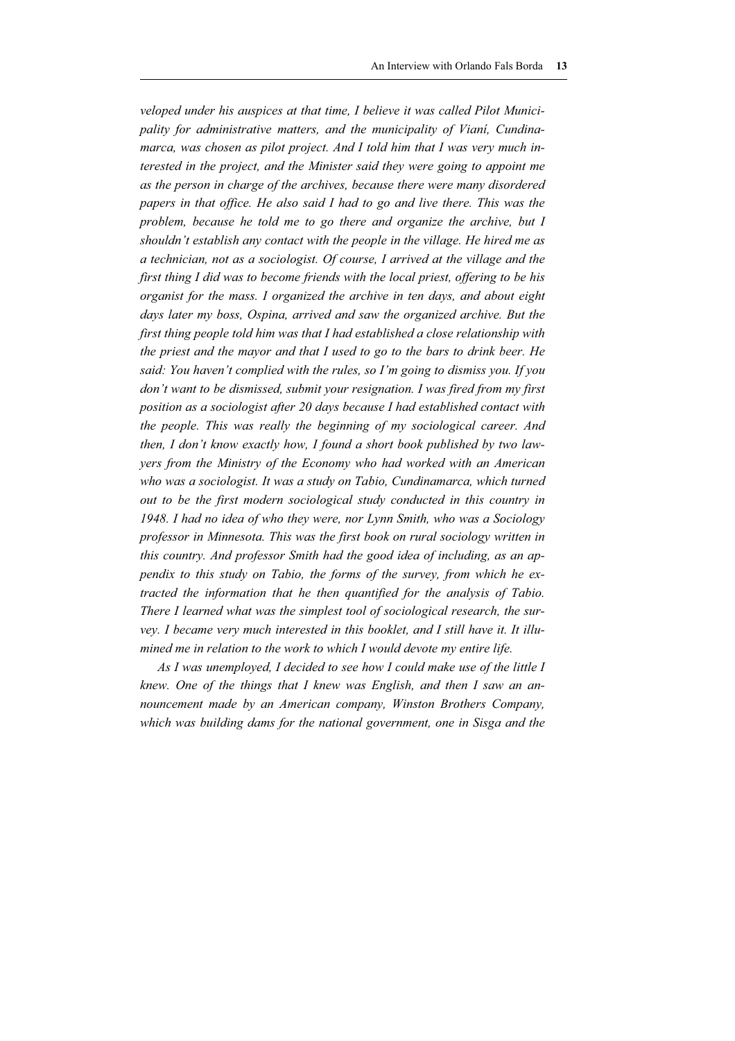*veloped under his auspices at that time, I believe it was called Pilot Municipality for administrative matters, and the municipality of Vianí, Cundinamarca, was chosen as pilot project. And I told him that I was very much interested in the project, and the Minister said they were going to appoint me as the person in charge of the archives, because there were many disordered papers in that office. He also said I had to go and live there. This was the problem, because he told me to go there and organize the archive, but I shouldn't establish any contact with the people in the village. He hired me as a technician, not as a sociologist. Of course, I arrived at the village and the first thing I did was to become friends with the local priest, offering to be his organist for the mass. I organized the archive in ten days, and about eight days later my boss, Ospina, arrived and saw the organized archive. But the first thing people told him was that I had established a close relationship with the priest and the mayor and that I used to go to the bars to drink beer. He said: You haven't complied with the rules, so I'm going to dismiss you. If you don't want to be dismissed, submit your resignation. I was fired from my first position as a sociologist after 20 days because I had established contact with the people. This was really the beginning of my sociological career. And then, I don't know exactly how, I found a short book published by two lawyers from the Ministry of the Economy who had worked with an American who was a sociologist. It was a study on Tabio, Cundinamarca, which turned out to be the first modern sociological study conducted in this country in 1948. I had no idea of who they were, nor Lynn Smith, who was a Sociology professor in Minnesota. This was the first book on rural sociology written in this country. And professor Smith had the good idea of including, as an appendix to this study on Tabio, the forms of the survey, from which he extracted the information that he then quantified for the analysis of Tabio. There I learned what was the simplest tool of sociological research, the survey. I became very much interested in this booklet, and I still have it. It illumined me in relation to the work to which I would devote my entire life.*

*As I was unemployed, I decided to see how I could make use of the little I knew. One of the things that I knew was English, and then I saw an announcement made by an American company, Winston Brothers Company, which was building dams for the national government, one in Sisga and the*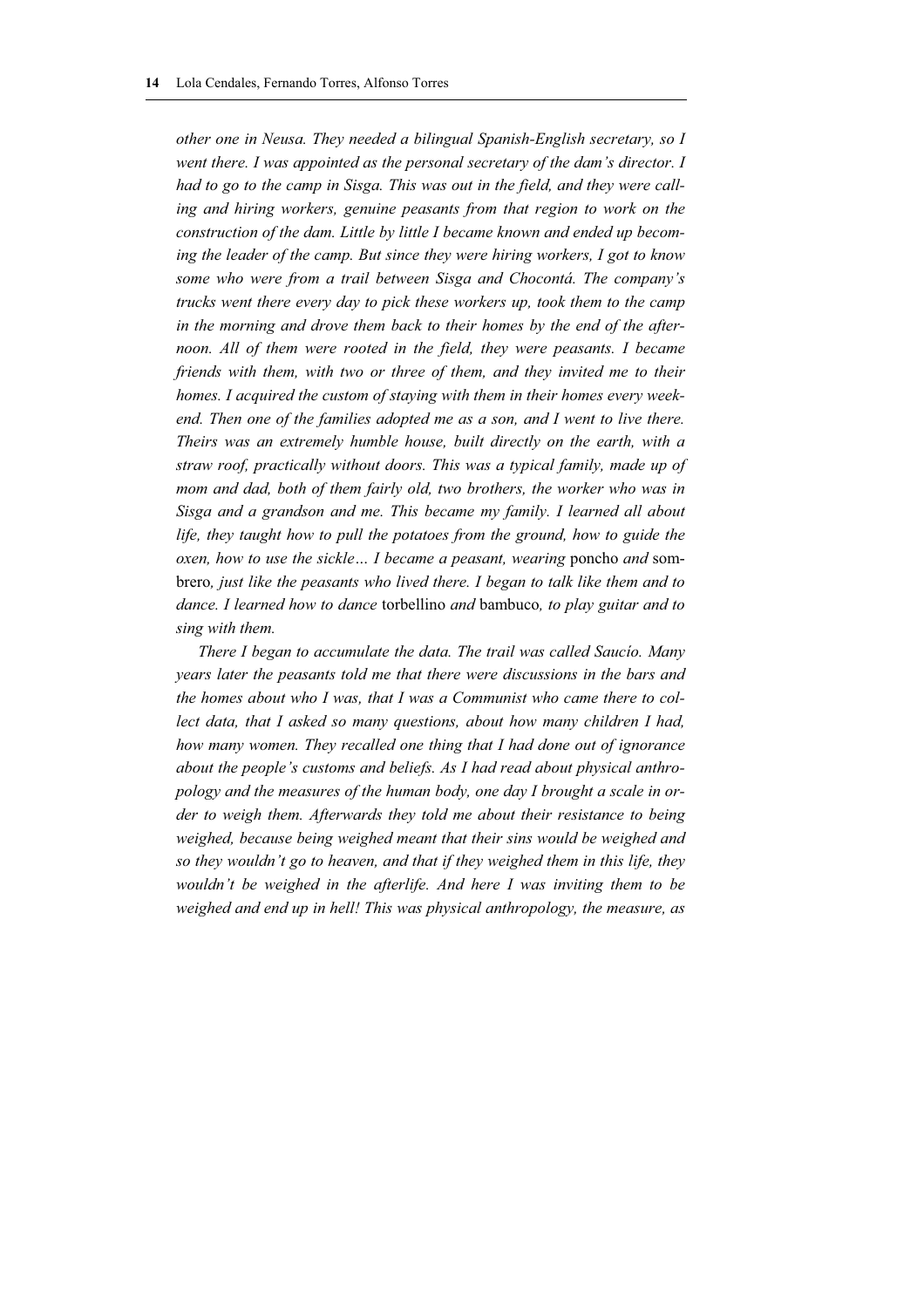*other one in Neusa. They needed a bilingual Spanish-English secretary, so I went there. I was appointed as the personal secretary of the dam's director. I had to go to the camp in Sisga. This was out in the field, and they were calling and hiring workers, genuine peasants from that region to work on the construction of the dam. Little by little I became known and ended up becoming the leader of the camp. But since they were hiring workers, I got to know some who were from a trail between Sisga and Chocontá. The company's trucks went there every day to pick these workers up, took them to the camp in the morning and drove them back to their homes by the end of the afternoon. All of them were rooted in the field, they were peasants. I became friends with them, with two or three of them, and they invited me to their homes. I acquired the custom of staying with them in their homes every weekend. Then one of the families adopted me as a son, and I went to live there. Theirs was an extremely humble house, built directly on the earth, with a straw roof, practically without doors. This was a typical family, made up of mom and dad, both of them fairly old, two brothers, the worker who was in Sisga and a grandson and me. This became my family. I learned all about life, they taught how to pull the potatoes from the ground, how to guide the oxen, how to use the sickle… I became a peasant, wearing* poncho *and* sombrero*, just like the peasants who lived there. I began to talk like them and to dance. I learned how to dance* torbellino *and* bambuco*, to play guitar and to sing with them.*

*There I began to accumulate the data. The trail was called Saucío. Many years later the peasants told me that there were discussions in the bars and the homes about who I was, that I was a Communist who came there to collect data, that I asked so many questions, about how many children I had, how many women. They recalled one thing that I had done out of ignorance about the people's customs and beliefs. As I had read about physical anthropology and the measures of the human body, one day I brought a scale in order to weigh them. Afterwards they told me about their resistance to being weighed, because being weighed meant that their sins would be weighed and so they wouldn't go to heaven, and that if they weighed them in this life, they wouldn't be weighed in the afterlife. And here I was inviting them to be weighed and end up in hell! This was physical anthropology, the measure, as*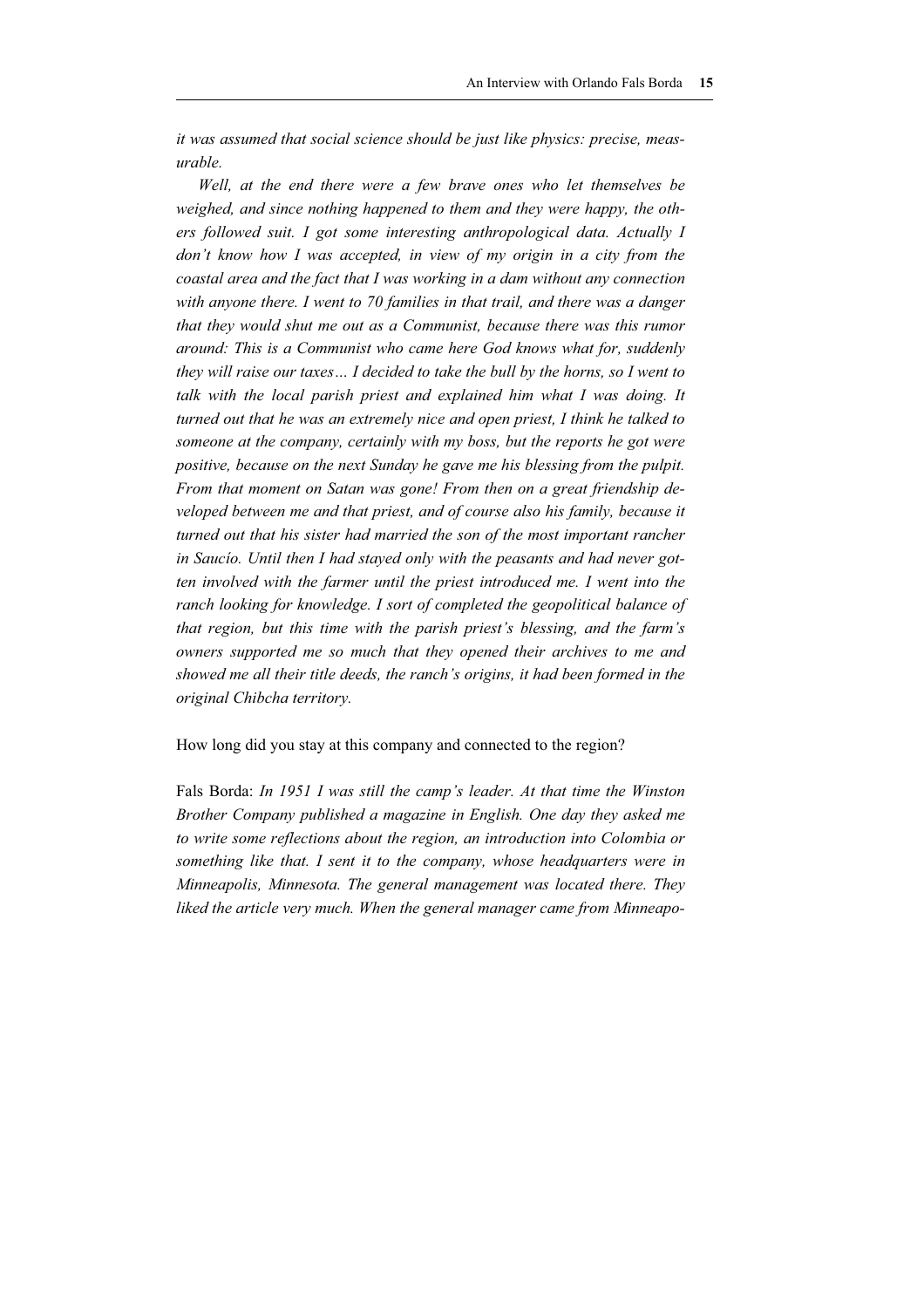*it was assumed that social science should be just like physics: precise, measurable.*

*Well, at the end there were a few brave ones who let themselves be weighed, and since nothing happened to them and they were happy, the others followed suit. I got some interesting anthropological data. Actually I don't know how I was accepted, in view of my origin in a city from the coastal area and the fact that I was working in a dam without any connection with anyone there. I went to 70 families in that trail, and there was a danger that they would shut me out as a Communist, because there was this rumor around: This is a Communist who came here God knows what for, suddenly they will raise our taxes… I decided to take the bull by the horns, so I went to talk with the local parish priest and explained him what I was doing. It turned out that he was an extremely nice and open priest, I think he talked to someone at the company, certainly with my boss, but the reports he got were positive, because on the next Sunday he gave me his blessing from the pulpit. From that moment on Satan was gone! From then on a great friendship developed between me and that priest, and of course also his family, because it turned out that his sister had married the son of the most important rancher in Saucío. Until then I had stayed only with the peasants and had never gotten involved with the farmer until the priest introduced me. I went into the ranch looking for knowledge. I sort of completed the geopolitical balance of that region, but this time with the parish priest's blessing, and the farm's owners supported me so much that they opened their archives to me and showed me all their title deeds, the ranch's origins, it had been formed in the original Chibcha territory.*

How long did you stay at this company and connected to the region?

Fals Borda: *In 1951 I was still the camp's leader. At that time the Winston Brother Company published a magazine in English. One day they asked me to write some reflections about the region, an introduction into Colombia or something like that. I sent it to the company, whose headquarters were in Minneapolis, Minnesota. The general management was located there. They liked the article very much. When the general manager came from Minneapo-*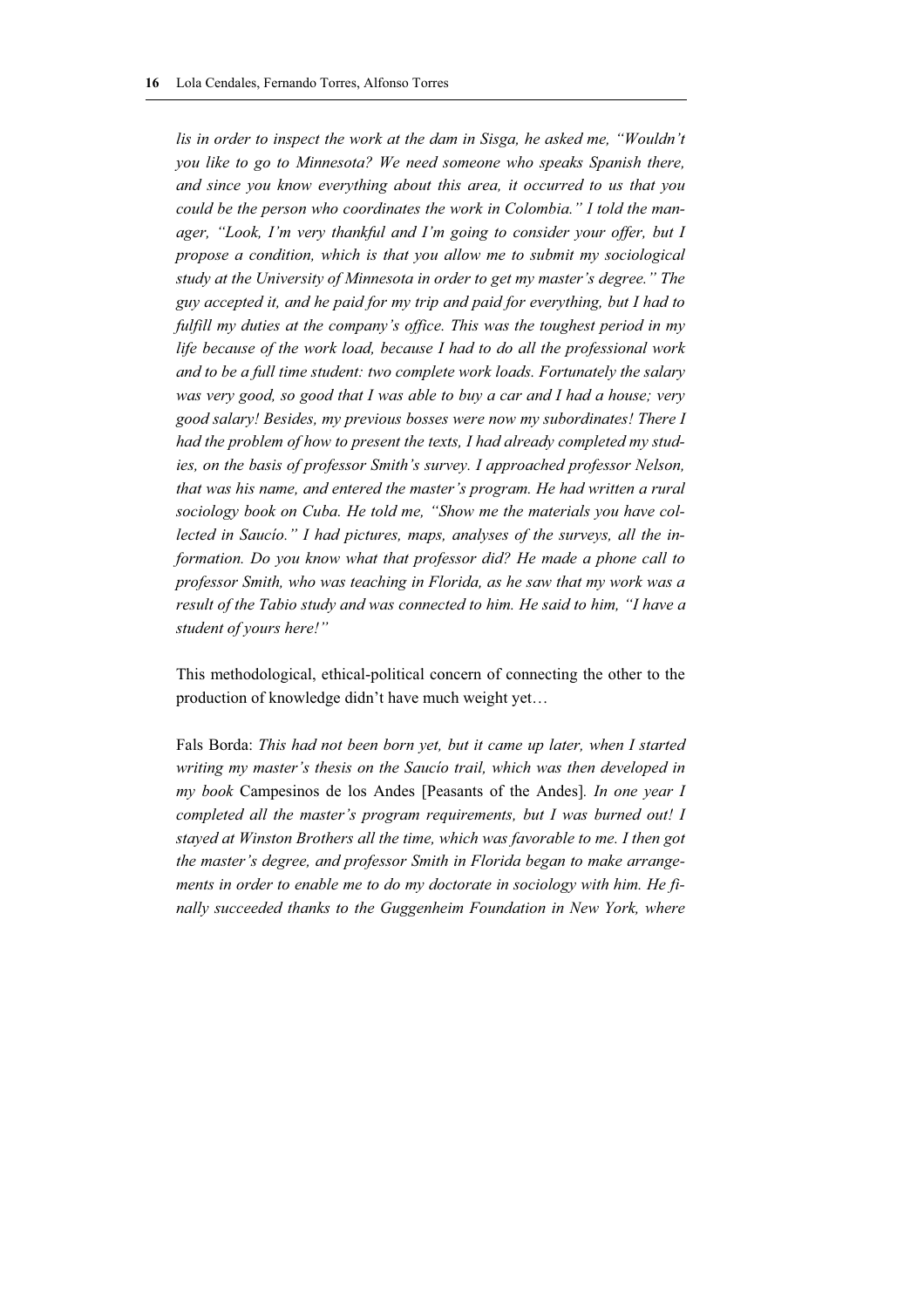*lis in order to inspect the work at the dam in Sisga, he asked me, "Wouldn't you like to go to Minnesota? We need someone who speaks Spanish there, and since you know everything about this area, it occurred to us that you could be the person who coordinates the work in Colombia." I told the manager, "Look, I'm very thankful and I'm going to consider your offer, but I propose a condition, which is that you allow me to submit my sociological study at the University of Minnesota in order to get my master's degree." The guy accepted it, and he paid for my trip and paid for everything, but I had to fulfill my duties at the company's office. This was the toughest period in my life because of the work load, because I had to do all the professional work and to be a full time student: two complete work loads. Fortunately the salary was very good, so good that I was able to buy a car and I had a house; very good salary! Besides, my previous bosses were now my subordinates! There I had the problem of how to present the texts, I had already completed my studies, on the basis of professor Smith's survey. I approached professor Nelson, that was his name, and entered the master's program. He had written a rural sociology book on Cuba. He told me, "Show me the materials you have collected in Saucío." I had pictures, maps, analyses of the surveys, all the information. Do you know what that professor did? He made a phone call to professor Smith, who was teaching in Florida, as he saw that my work was a result of the Tabio study and was connected to him. He said to him, "I have a student of yours here!"*

This methodological, ethical-political concern of connecting the other to the production of knowledge didn't have much weight yet…

Fals Borda: *This had not been born yet, but it came up later, when I started writing my master's thesis on the Saucío trail, which was then developed in my book* Campesinos de los Andes [Peasants of the Andes]*. In one year I completed all the master's program requirements, but I was burned out! I stayed at Winston Brothers all the time, which was favorable to me. I then got the master's degree, and professor Smith in Florida began to make arrangements in order to enable me to do my doctorate in sociology with him. He finally succeeded thanks to the Guggenheim Foundation in New York, where*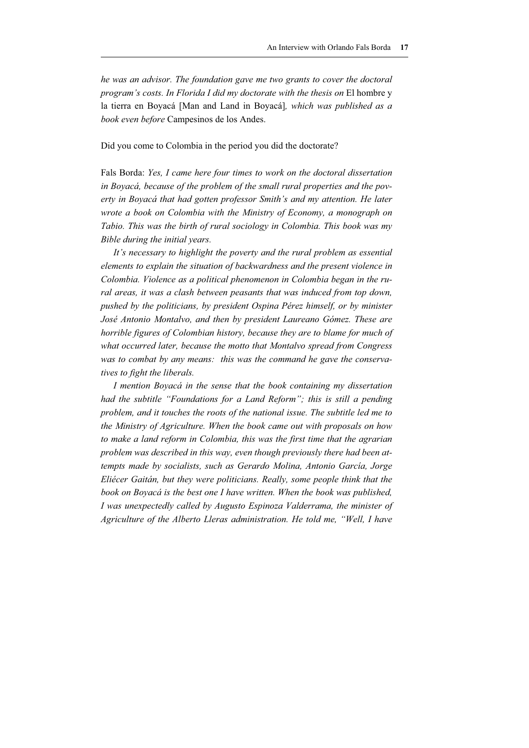*he was an advisor. The foundation gave me two grants to cover the doctoral program's costs. In Florida I did my doctorate with the thesis on* El hombre y la tierra en Boyacá [Man and Land in Boyacá]*, which was published as a book even before* Campesinos de los Andes.

Did you come to Colombia in the period you did the doctorate?

Fals Borda: *Yes, I came here four times to work on the doctoral dissertation in Boyacá, because of the problem of the small rural properties and the poverty in Boyacá that had gotten professor Smith's and my attention. He later wrote a book on Colombia with the Ministry of Economy, a monograph on Tabio. This was the birth of rural sociology in Colombia. This book was my Bible during the initial years.*

*It's necessary to highlight the poverty and the rural problem as essential elements to explain the situation of backwardness and the present violence in Colombia. Violence as a political phenomenon in Colombia began in the rural areas, it was a clash between peasants that was induced from top down, pushed by the politicians, by president Ospina Pérez himself, or by minister José Antonio Montalvo, and then by president Laureano Gómez. These are horrible figures of Colombian history, because they are to blame for much of what occurred later, because the motto that Montalvo spread from Congress was to combat by any means: this was the command he gave the conservatives to fight the liberals.*

*I mention Boyacá in the sense that the book containing my dissertation had the subtitle "Foundations for a Land Reform"; this is still a pending problem, and it touches the roots of the national issue. The subtitle led me to the Ministry of Agriculture. When the book came out with proposals on how to make a land reform in Colombia, this was the first time that the agrarian problem was described in this way, even though previously there had been attempts made by socialists, such as Gerardo Molina, Antonio García, Jorge Eliécer Gaitán, but they were politicians. Really, some people think that the book on Boyacá is the best one I have written. When the book was published, I was unexpectedly called by Augusto Espinoza Valderrama, the minister of Agriculture of the Alberto Lleras administration. He told me, "Well, I have*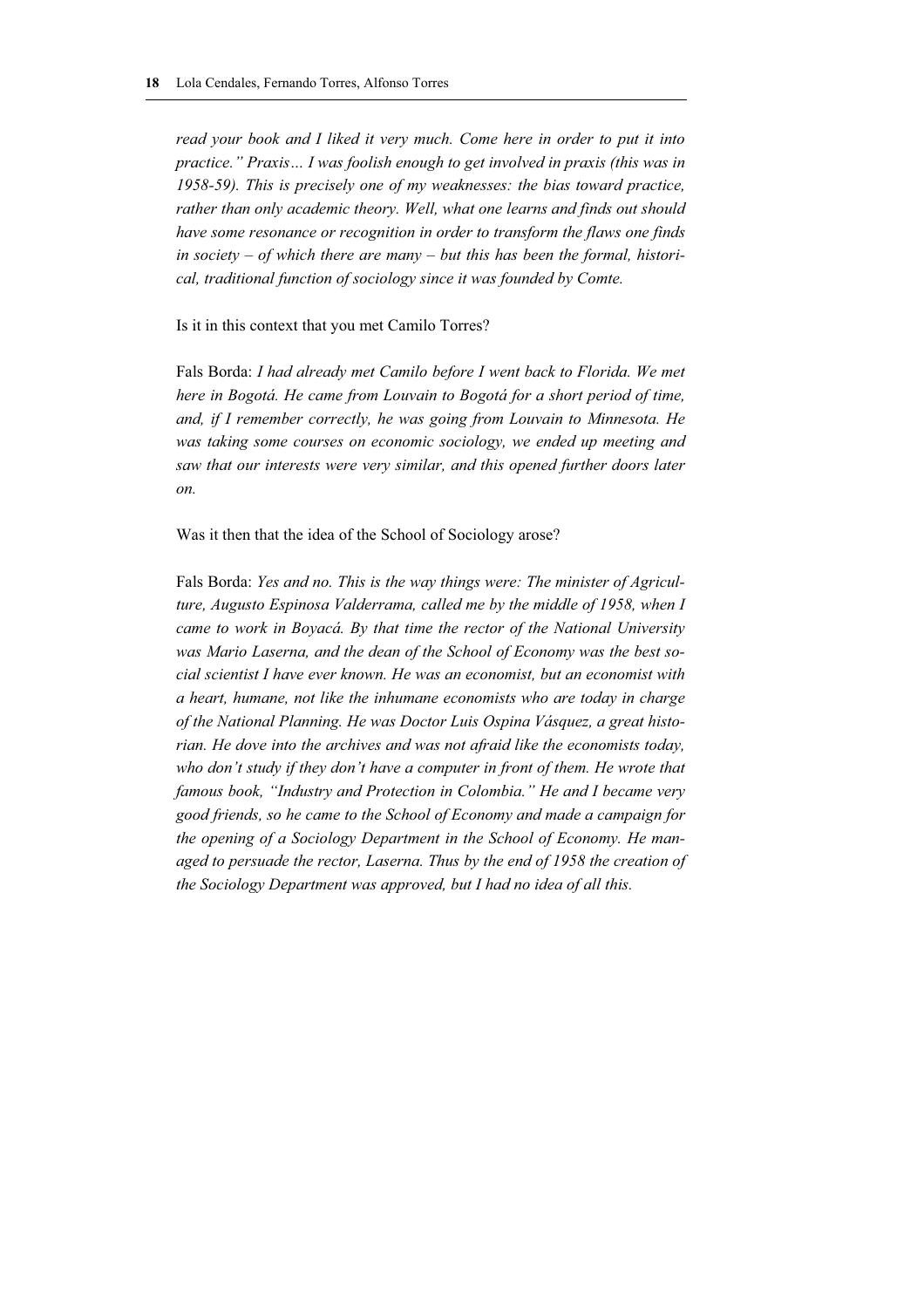*read your book and I liked it very much. Come here in order to put it into practice." Praxis… I was foolish enough to get involved in praxis (this was in 1958-59). This is precisely one of my weaknesses: the bias toward practice, rather than only academic theory. Well, what one learns and finds out should have some resonance or recognition in order to transform the flaws one finds in society – of which there are many – but this has been the formal, historical, traditional function of sociology since it was founded by Comte.*

Is it in this context that you met Camilo Torres?

Fals Borda: *I had already met Camilo before I went back to Florida. We met here in Bogotá. He came from Louvain to Bogotá for a short period of time, and, if I remember correctly, he was going from Louvain to Minnesota. He was taking some courses on economic sociology, we ended up meeting and saw that our interests were very similar, and this opened further doors later on.*

Was it then that the idea of the School of Sociology arose?

Fals Borda: *Yes and no. This is the way things were: The minister of Agriculture, Augusto Espinosa Valderrama, called me by the middle of 1958, when I came to work in Boyacá. By that time the rector of the National University was Mario Laserna, and the dean of the School of Economy was the best social scientist I have ever known. He was an economist, but an economist with a heart, humane, not like the inhumane economists who are today in charge of the National Planning. He was Doctor Luis Ospina Vásquez, a great historian. He dove into the archives and was not afraid like the economists today, who don't study if they don't have a computer in front of them. He wrote that famous book, "Industry and Protection in Colombia." He and I became very good friends, so he came to the School of Economy and made a campaign for the opening of a Sociology Department in the School of Economy. He managed to persuade the rector, Laserna. Thus by the end of 1958 the creation of the Sociology Department was approved, but I had no idea of all this.*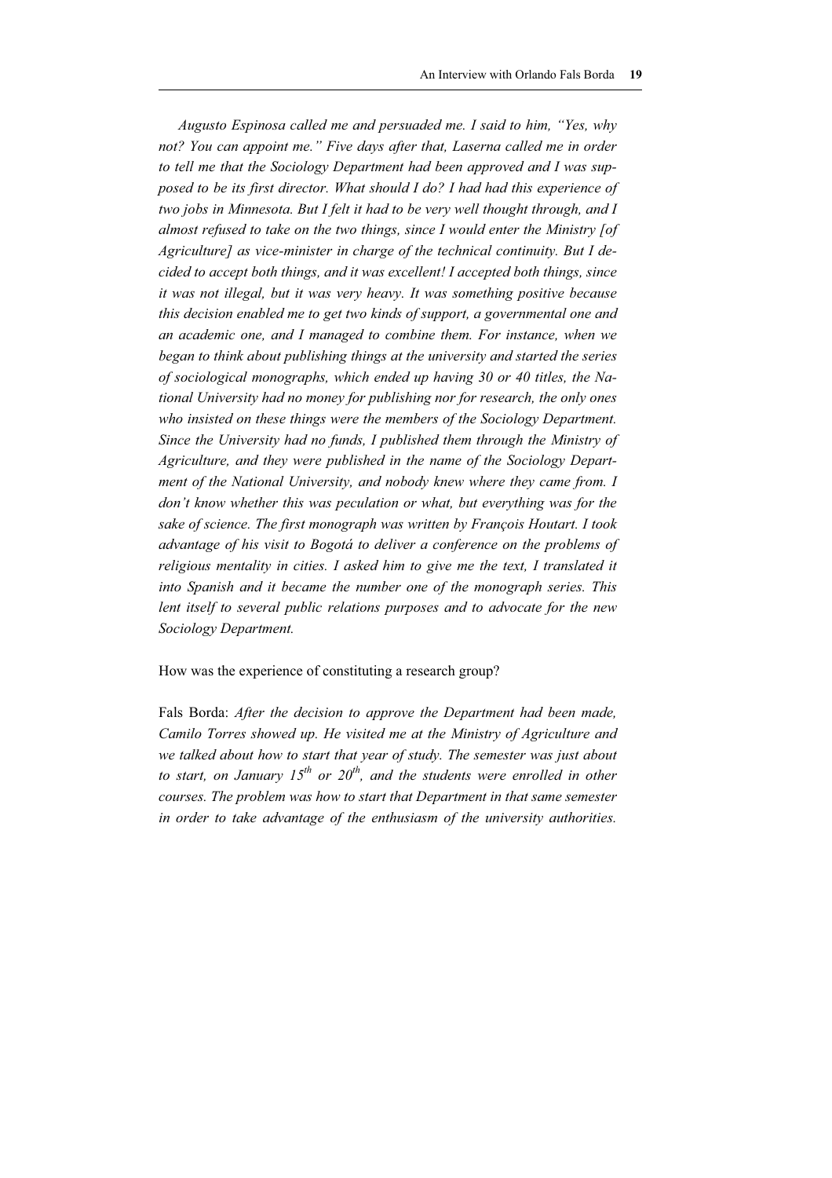*Augusto Espinosa called me and persuaded me. I said to him, "Yes, why not? You can appoint me." Five days after that, Laserna called me in order to tell me that the Sociology Department had been approved and I was supposed to be its first director. What should I do? I had had this experience of two jobs in Minnesota. But I felt it had to be very well thought through, and I almost refused to take on the two things, since I would enter the Ministry [of Agriculture] as vice-minister in charge of the technical continuity. But I decided to accept both things, and it was excellent! I accepted both things, since it was not illegal, but it was very heavy. It was something positive because this decision enabled me to get two kinds of support, a governmental one and an academic one, and I managed to combine them. For instance, when we began to think about publishing things at the university and started the series of sociological monographs, which ended up having 30 or 40 titles, the National University had no money for publishing nor for research, the only ones who insisted on these things were the members of the Sociology Department. Since the University had no funds, I published them through the Ministry of Agriculture, and they were published in the name of the Sociology Department of the National University, and nobody knew where they came from. I don't know whether this was peculation or what, but everything was for the sake of science. The first monograph was written by François Houtart. I took advantage of his visit to Bogotá to deliver a conference on the problems of religious mentality in cities. I asked him to give me the text, I translated it into Spanish and it became the number one of the monograph series. This lent itself to several public relations purposes and to advocate for the new Sociology Department.*

How was the experience of constituting a research group?

Fals Borda: *After the decision to approve the Department had been made, Camilo Torres showed up. He visited me at the Ministry of Agriculture and we talked about how to start that year of study. The semester was just about to start, on January 15th or 20th, and the students were enrolled in other courses. The problem was how to start that Department in that same semester in order to take advantage of the enthusiasm of the university authorities.*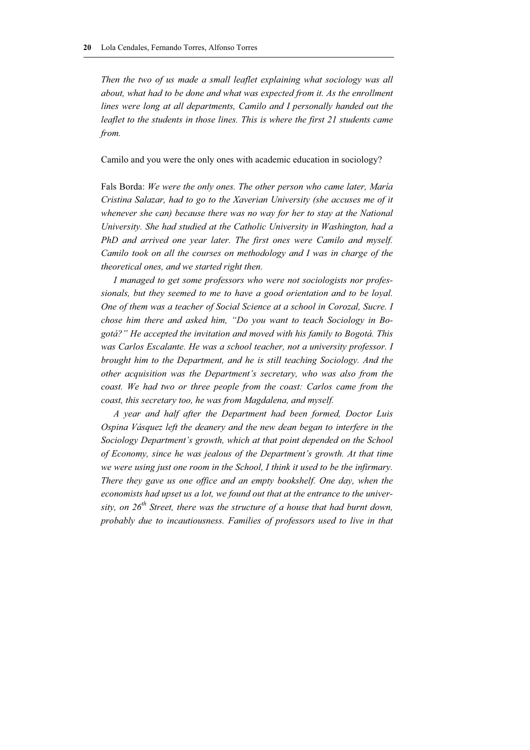*Then the two of us made a small leaflet explaining what sociology was all about, what had to be done and what was expected from it. As the enrollment lines were long at all departments, Camilo and I personally handed out the leaflet to the students in those lines. This is where the first 21 students came from.*

Camilo and you were the only ones with academic education in sociology?

Fals Borda: *We were the only ones. The other person who came later, María Cristina Salazar, had to go to the Xaverian University (she accuses me of it whenever she can) because there was no way for her to stay at the National University. She had studied at the Catholic University in Washington, had a PhD and arrived one year later. The first ones were Camilo and myself. Camilo took on all the courses on methodology and I was in charge of the theoretical ones, and we started right then.*

*I managed to get some professors who were not sociologists nor professionals, but they seemed to me to have a good orientation and to be loyal. One of them was a teacher of Social Science at a school in Corozal, Sucre. I chose him there and asked him, "Do you want to teach Sociology in Bogotá?" He accepted the invitation and moved with his family to Bogotá. This was Carlos Escalante. He was a school teacher, not a university professor. I brought him to the Department, and he is still teaching Sociology. And the other acquisition was the Department's secretary, who was also from the coast. We had two or three people from the coast: Carlos came from the coast, this secretary too, he was from Magdalena, and myself.*

*A year and half after the Department had been formed, Doctor Luis Ospina Vásquez left the deanery and the new dean began to interfere in the Sociology Department's growth, which at that point depended on the School of Economy, since he was jealous of the Department's growth. At that time we were using just one room in the School, I think it used to be the infirmary. There they gave us one office and an empty bookshelf. One day, when the economists had upset us a lot, we found out that at the entrance to the university, on 26th Street, there was the structure of a house that had burnt down, probably due to incautiousness. Families of professors used to live in that*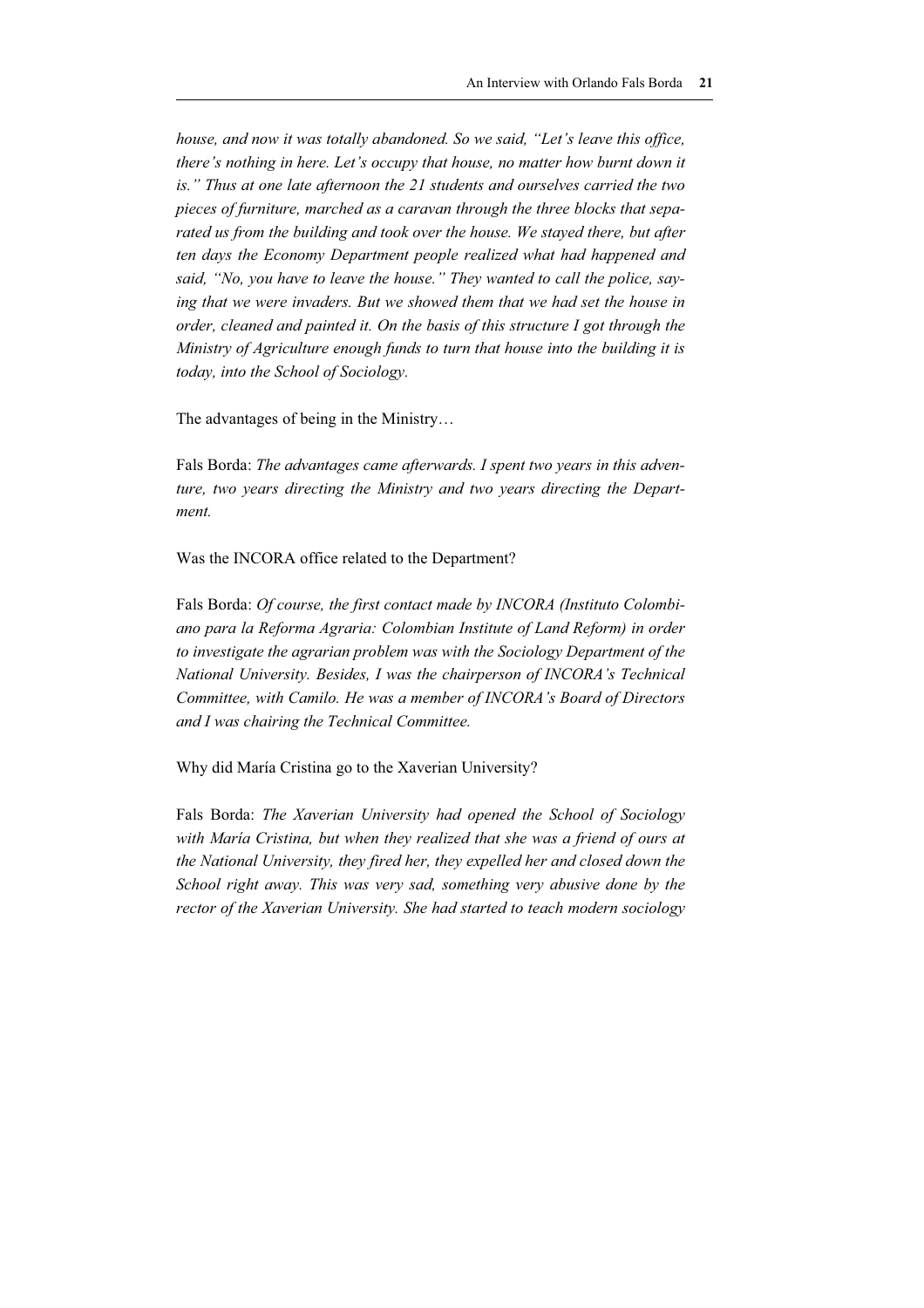*house, and now it was totally abandoned. So we said, "Let's leave this office, there's nothing in here. Let's occupy that house, no matter how burnt down it is." Thus at one late afternoon the 21 students and ourselves carried the two pieces of furniture, marched as a caravan through the three blocks that separated us from the building and took over the house. We stayed there, but after ten days the Economy Department people realized what had happened and said, "No, you have to leave the house." They wanted to call the police, saying that we were invaders. But we showed them that we had set the house in order, cleaned and painted it. On the basis of this structure I got through the Ministry of Agriculture enough funds to turn that house into the building it is today, into the School of Sociology.*

The advantages of being in the Ministry…

Fals Borda: *The advantages came afterwards. I spent two years in this adventure, two years directing the Ministry and two years directing the Department.*

Was the INCORA office related to the Department?

Fals Borda: *Of course, the first contact made by INCORA (Instituto Colombiano para la Reforma Agraria: Colombian Institute of Land Reform) in order to investigate the agrarian problem was with the Sociology Department of the National University. Besides, I was the chairperson of INCORA's Technical Committee, with Camilo. He was a member of INCORA's Board of Directors and I was chairing the Technical Committee.*

Why did María Cristina go to the Xaverian University?

Fals Borda: *The Xaverian University had opened the School of Sociology with María Cristina, but when they realized that she was a friend of ours at the National University, they fired her, they expelled her and closed down the School right away. This was very sad, something very abusive done by the rector of the Xaverian University. She had started to teach modern sociology*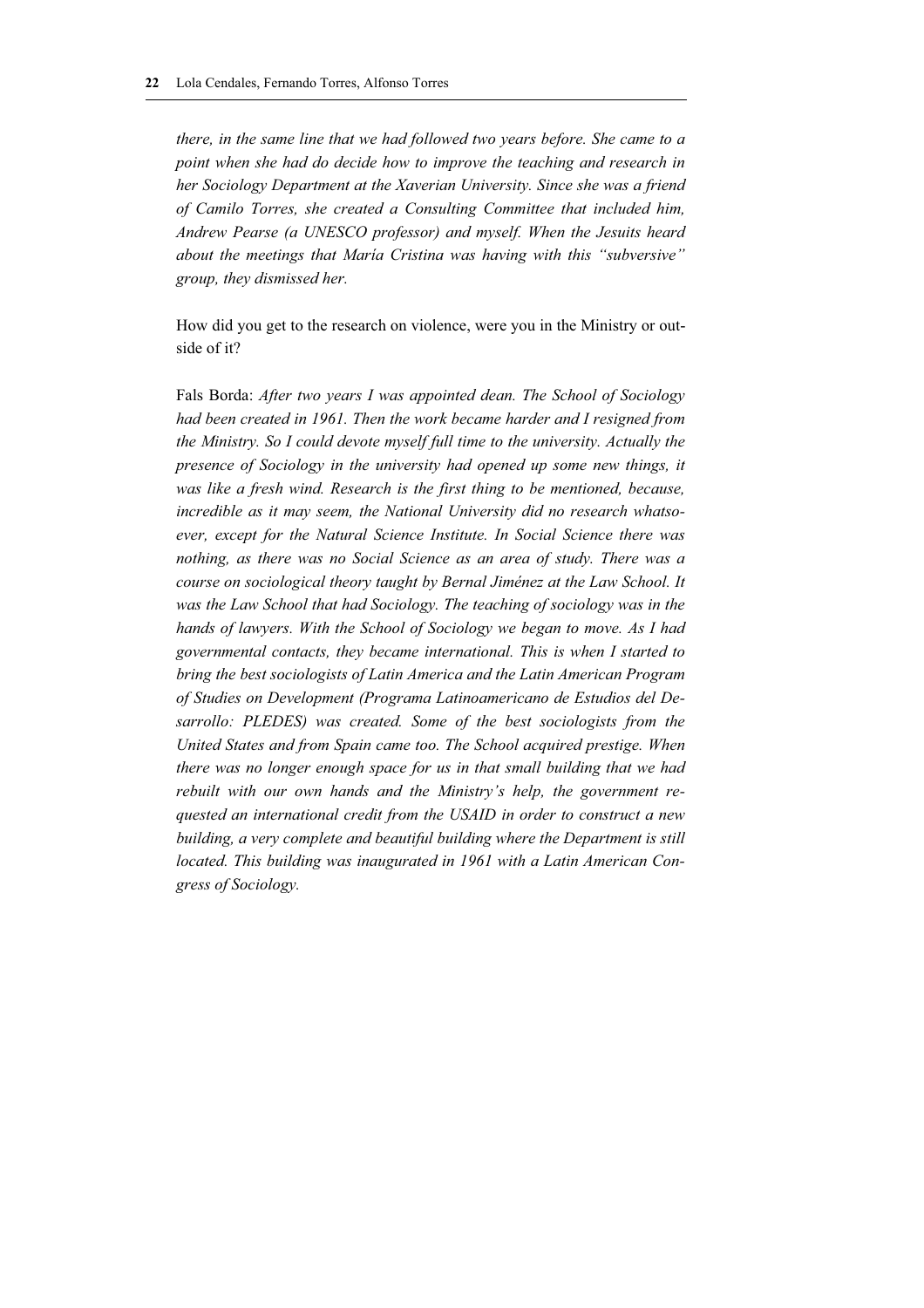*there, in the same line that we had followed two years before. She came to a point when she had do decide how to improve the teaching and research in her Sociology Department at the Xaverian University. Since she was a friend of Camilo Torres, she created a Consulting Committee that included him, Andrew Pearse (a UNESCO professor) and myself. When the Jesuits heard about the meetings that María Cristina was having with this "subversive" group, they dismissed her.*

How did you get to the research on violence, were you in the Ministry or outside of it?

Fals Borda: *After two years I was appointed dean. The School of Sociology had been created in 1961. Then the work became harder and I resigned from the Ministry. So I could devote myself full time to the university. Actually the presence of Sociology in the university had opened up some new things, it was like a fresh wind. Research is the first thing to be mentioned, because, incredible as it may seem, the National University did no research whatsoever, except for the Natural Science Institute. In Social Science there was nothing, as there was no Social Science as an area of study. There was a course on sociological theory taught by Bernal Jiménez at the Law School. It was the Law School that had Sociology. The teaching of sociology was in the hands of lawyers. With the School of Sociology we began to move. As I had governmental contacts, they became international. This is when I started to bring the best sociologists of Latin America and the Latin American Program of Studies on Development (Programa Latinoamericano de Estudios del Desarrollo: PLEDES) was created. Some of the best sociologists from the United States and from Spain came too. The School acquired prestige. When there was no longer enough space for us in that small building that we had rebuilt with our own hands and the Ministry's help, the government requested an international credit from the USAID in order to construct a new building, a very complete and beautiful building where the Department is still located. This building was inaugurated in 1961 with a Latin American Congress of Sociology.*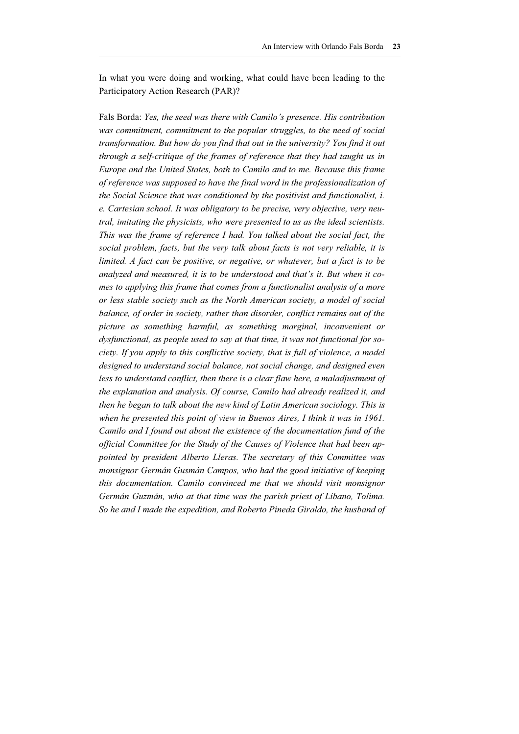In what you were doing and working, what could have been leading to the Participatory Action Research (PAR)?

Fals Borda: *Yes, the seed was there with Camilo's presence. His contribution was commitment, commitment to the popular struggles, to the need of social transformation. But how do you find that out in the university? You find it out through a self-critique of the frames of reference that they had taught us in Europe and the United States, both to Camilo and to me. Because this frame of reference was supposed to have the final word in the professionalization of the Social Science that was conditioned by the positivist and functionalist, i. e. Cartesian school. It was obligatory to be precise, very objective, very neutral, imitating the physicists, who were presented to us as the ideal scientists. This was the frame of reference I had. You talked about the social fact, the social problem, facts, but the very talk about facts is not very reliable, it is limited. A fact can be positive, or negative, or whatever, but a fact is to be analyzed and measured, it is to be understood and that's it. But when it comes to applying this frame that comes from a functionalist analysis of a more or less stable society such as the North American society, a model of social balance, of order in society, rather than disorder, conflict remains out of the picture as something harmful, as something marginal, inconvenient or dysfunctional, as people used to say at that time, it was not functional for society. If you apply to this conflictive society, that is full of violence, a model designed to understand social balance, not social change, and designed even less to understand conflict, then there is a clear flaw here, a maladjustment of the explanation and analysis. Of course, Camilo had already realized it, and then he began to talk about the new kind of Latin American sociology. This is when he presented this point of view in Buenos Aires, I think it was in 1961. Camilo and I found out about the existence of the documentation fund of the official Committee for the Study of the Causes of Violence that had been appointed by president Alberto Lleras. The secretary of this Committee was monsignor Germán Gusmán Campos, who had the good initiative of keeping this documentation. Camilo convinced me that we should visit monsignor Germán Guzmán, who at that time was the parish priest of Líbano, Tolima. So he and I made the expedition, and Roberto Pineda Giraldo, the husband of*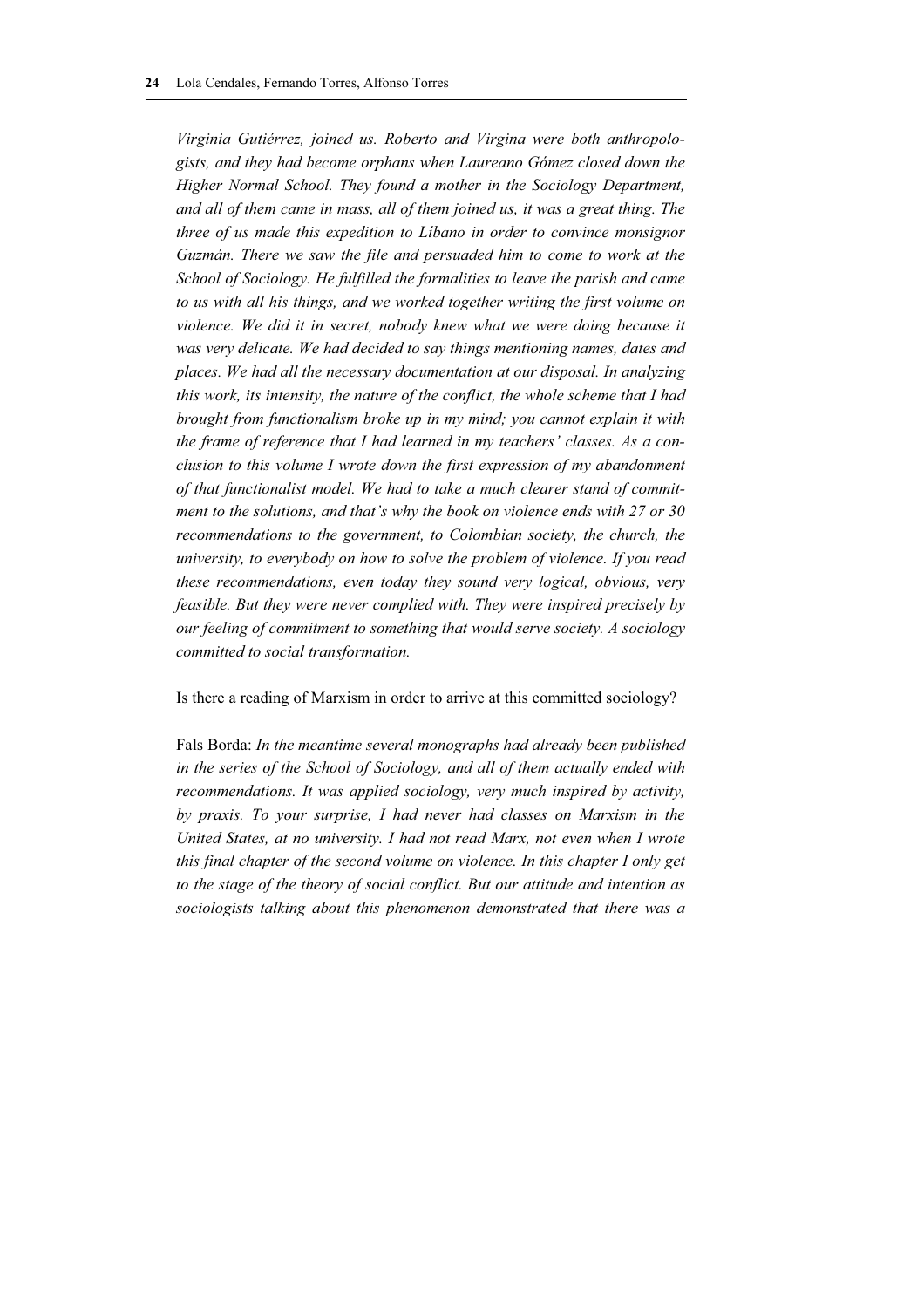*Virginia Gutiérrez, joined us. Roberto and Virgina were both anthropologists, and they had become orphans when Laureano Gómez closed down the Higher Normal School. They found a mother in the Sociology Department, and all of them came in mass, all of them joined us, it was a great thing. The three of us made this expedition to Líbano in order to convince monsignor Guzmán. There we saw the file and persuaded him to come to work at the School of Sociology. He fulfilled the formalities to leave the parish and came to us with all his things, and we worked together writing the first volume on violence. We did it in secret, nobody knew what we were doing because it was very delicate. We had decided to say things mentioning names, dates and places. We had all the necessary documentation at our disposal. In analyzing this work, its intensity, the nature of the conflict, the whole scheme that I had brought from functionalism broke up in my mind; you cannot explain it with the frame of reference that I had learned in my teachers' classes. As a conclusion to this volume I wrote down the first expression of my abandonment of that functionalist model. We had to take a much clearer stand of commitment to the solutions, and that's why the book on violence ends with 27 or 30 recommendations to the government, to Colombian society, the church, the university, to everybody on how to solve the problem of violence. If you read these recommendations, even today they sound very logical, obvious, very feasible. But they were never complied with. They were inspired precisely by our feeling of commitment to something that would serve society. A sociology committed to social transformation.*

Is there a reading of Marxism in order to arrive at this committed sociology?

Fals Borda: *In the meantime several monographs had already been published in the series of the School of Sociology, and all of them actually ended with recommendations. It was applied sociology, very much inspired by activity, by praxis. To your surprise, I had never had classes on Marxism in the United States, at no university. I had not read Marx, not even when I wrote this final chapter of the second volume on violence. In this chapter I only get to the stage of the theory of social conflict. But our attitude and intention as sociologists talking about this phenomenon demonstrated that there was a*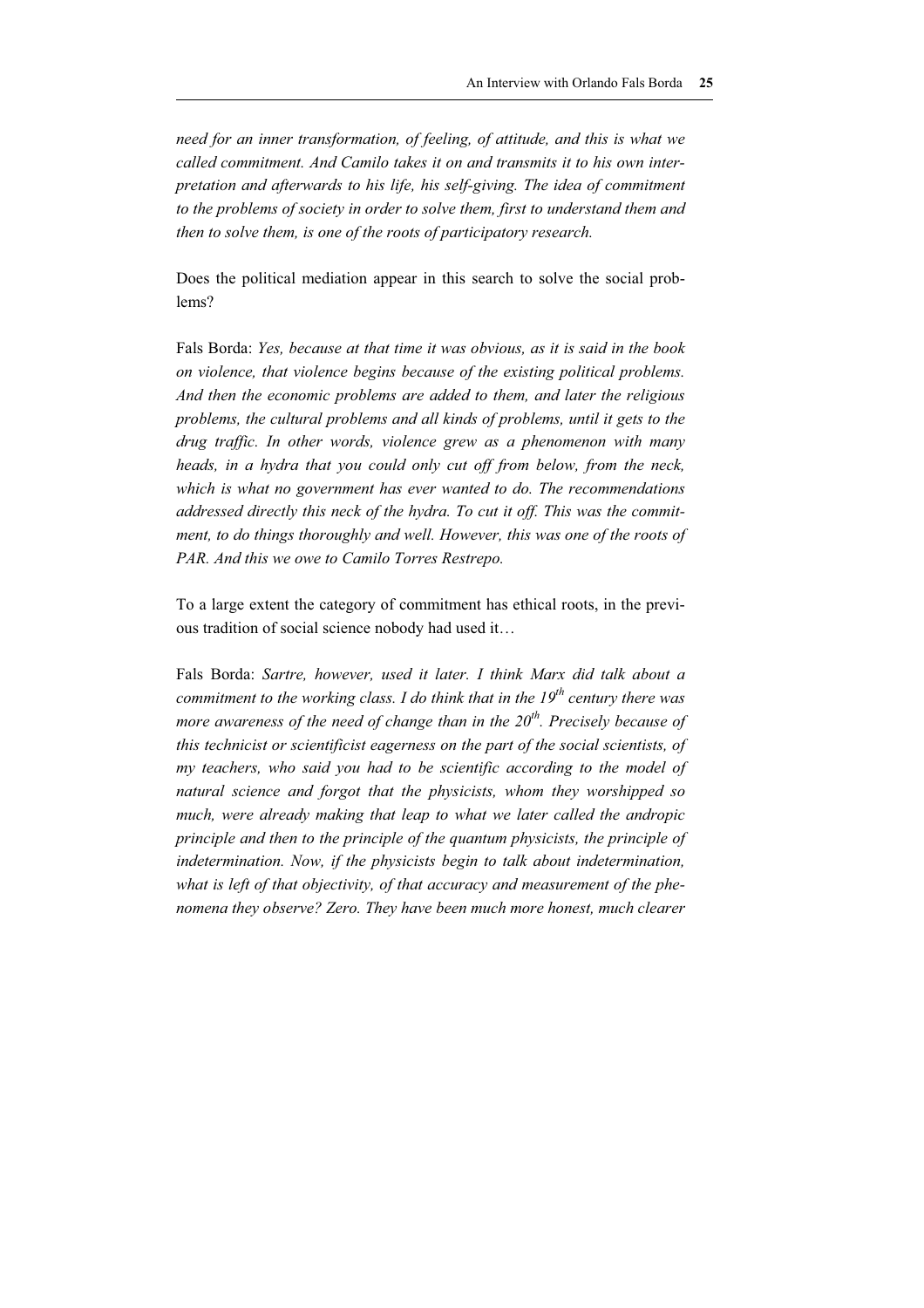*need for an inner transformation, of feeling, of attitude, and this is what we called commitment. And Camilo takes it on and transmits it to his own interpretation and afterwards to his life, his self-giving. The idea of commitment to the problems of society in order to solve them, first to understand them and then to solve them, is one of the roots of participatory research.*

Does the political mediation appear in this search to solve the social problems?

Fals Borda: *Yes, because at that time it was obvious, as it is said in the book on violence, that violence begins because of the existing political problems. And then the economic problems are added to them, and later the religious problems, the cultural problems and all kinds of problems, until it gets to the drug traffic. In other words, violence grew as a phenomenon with many heads, in a hydra that you could only cut off from below, from the neck, which is what no government has ever wanted to do. The recommendations addressed directly this neck of the hydra. To cut it off. This was the commitment, to do things thoroughly and well. However, this was one of the roots of PAR. And this we owe to Camilo Torres Restrepo.*

To a large extent the category of commitment has ethical roots, in the previous tradition of social science nobody had used it…

Fals Borda: *Sartre, however, used it later. I think Marx did talk about a commitment to the working class. I do think that in the 19th century there was more awareness of the need of change than in the 20th. Precisely because of this technicist or scientificist eagerness on the part of the social scientists, of my teachers, who said you had to be scientific according to the model of natural science and forgot that the physicists, whom they worshipped so much, were already making that leap to what we later called the andropic principle and then to the principle of the quantum physicists, the principle of indetermination. Now, if the physicists begin to talk about indetermination, what is left of that objectivity, of that accuracy and measurement of the phenomena they observe? Zero. They have been much more honest, much clearer*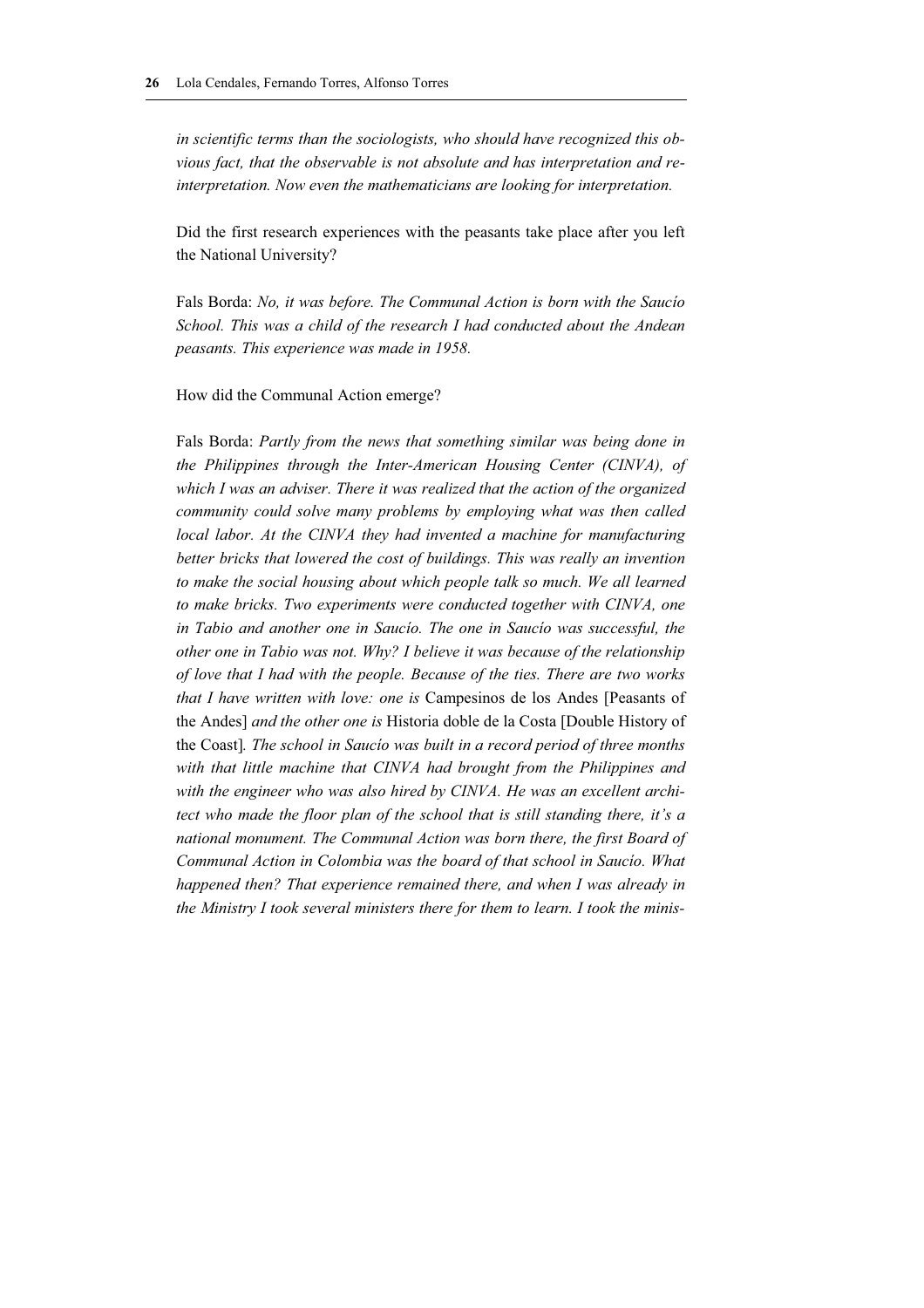*in scientific terms than the sociologists, who should have recognized this obvious fact, that the observable is not absolute and has interpretation and reinterpretation. Now even the mathematicians are looking for interpretation.*

Did the first research experiences with the peasants take place after you left the National University?

Fals Borda: *No, it was before. The Communal Action is born with the Saucío School. This was a child of the research I had conducted about the Andean peasants. This experience was made in 1958.*

How did the Communal Action emerge?

Fals Borda: *Partly from the news that something similar was being done in the Philippines through the Inter-American Housing Center (CINVA), of which I was an adviser. There it was realized that the action of the organized community could solve many problems by employing what was then called local labor. At the CINVA they had invented a machine for manufacturing better bricks that lowered the cost of buildings. This was really an invention to make the social housing about which people talk so much. We all learned to make bricks. Two experiments were conducted together with CINVA, one in Tabio and another one in Saucío. The one in Saucío was successful, the other one in Tabio was not. Why? I believe it was because of the relationship of love that I had with the people. Because of the ties. There are two works that I have written with love: one is* Campesinos de los Andes [Peasants of the Andes] *and the other one is* Historia doble de la Costa [Double History of the Coast]*. The school in Saucío was built in a record period of three months with that little machine that CINVA had brought from the Philippines and with the engineer who was also hired by CINVA. He was an excellent architect who made the floor plan of the school that is still standing there, it's a national monument. The Communal Action was born there, the first Board of Communal Action in Colombia was the board of that school in Saucío. What happened then? That experience remained there, and when I was already in the Ministry I took several ministers there for them to learn. I took the minis-*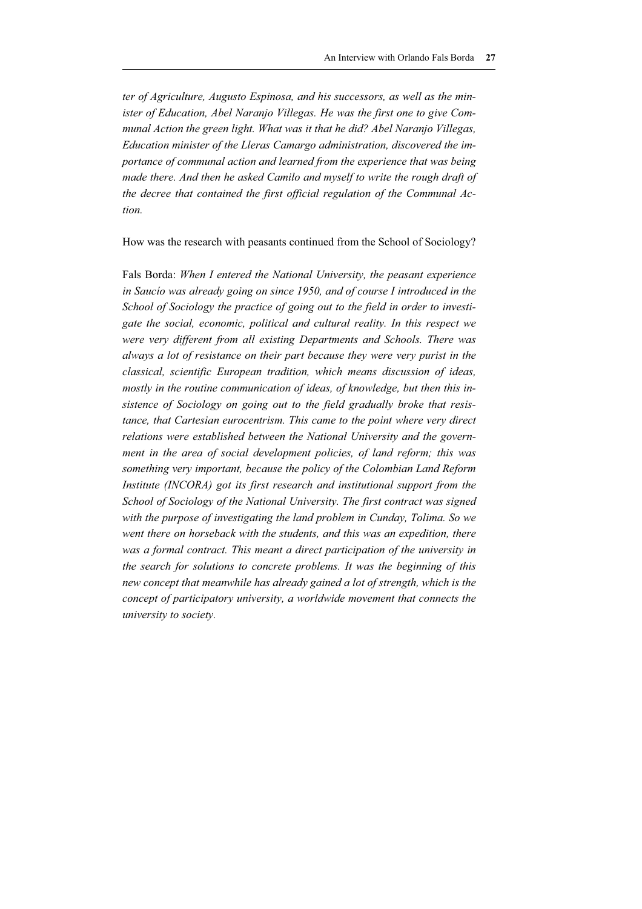*ter of Agriculture, Augusto Espinosa, and his successors, as well as the minister of Education, Abel Naranjo Villegas. He was the first one to give Communal Action the green light. What was it that he did? Abel Naranjo Villegas, Education minister of the Lleras Camargo administration, discovered the importance of communal action and learned from the experience that was being made there. And then he asked Camilo and myself to write the rough draft of the decree that contained the first official regulation of the Communal Action.*

How was the research with peasants continued from the School of Sociology?

Fals Borda: *When I entered the National University, the peasant experience in Saucío was already going on since 1950, and of course I introduced in the School of Sociology the practice of going out to the field in order to investigate the social, economic, political and cultural reality. In this respect we were very different from all existing Departments and Schools. There was always a lot of resistance on their part because they were very purist in the classical, scientific European tradition, which means discussion of ideas, mostly in the routine communication of ideas, of knowledge, but then this insistence of Sociology on going out to the field gradually broke that resistance, that Cartesian eurocentrism. This came to the point where very direct relations were established between the National University and the government in the area of social development policies, of land reform; this was something very important, because the policy of the Colombian Land Reform Institute (INCORA) got its first research and institutional support from the School of Sociology of the National University. The first contract was signed with the purpose of investigating the land problem in Cunday, Tolima. So we went there on horseback with the students, and this was an expedition, there was a formal contract. This meant a direct participation of the university in the search for solutions to concrete problems. It was the beginning of this new concept that meanwhile has already gained a lot of strength, which is the concept of participatory university, a worldwide movement that connects the university to society.*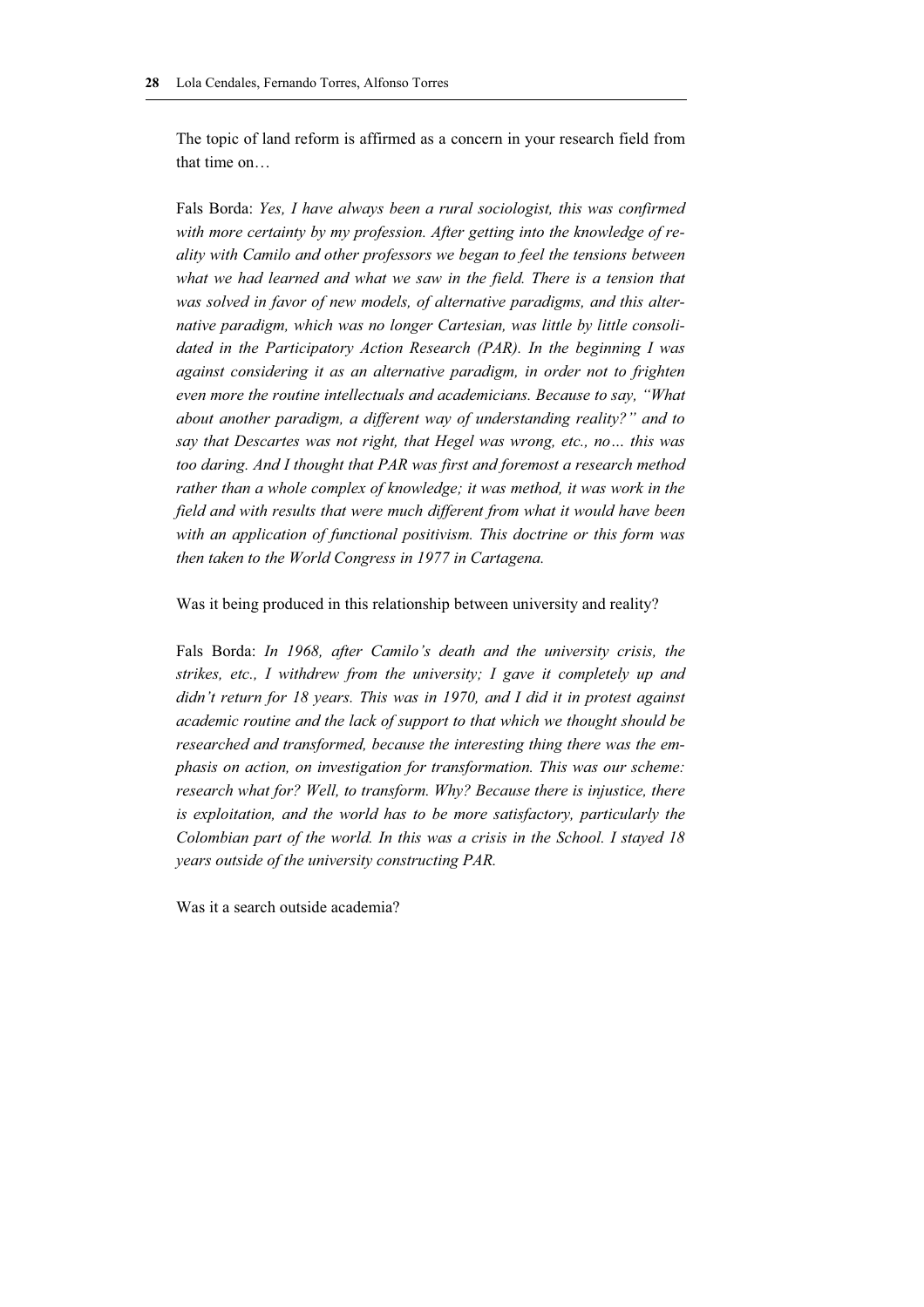The topic of land reform is affirmed as a concern in your research field from that time on…

Fals Borda: *Yes, I have always been a rural sociologist, this was confirmed with more certainty by my profession. After getting into the knowledge of reality with Camilo and other professors we began to feel the tensions between what we had learned and what we saw in the field. There is a tension that was solved in favor of new models, of alternative paradigms, and this alternative paradigm, which was no longer Cartesian, was little by little consolidated in the Participatory Action Research (PAR). In the beginning I was against considering it as an alternative paradigm, in order not to frighten even more the routine intellectuals and academicians. Because to say, "What about another paradigm, a different way of understanding reality?" and to say that Descartes was not right, that Hegel was wrong, etc., no… this was too daring. And I thought that PAR was first and foremost a research method rather than a whole complex of knowledge; it was method, it was work in the field and with results that were much different from what it would have been with an application of functional positivism. This doctrine or this form was then taken to the World Congress in 1977 in Cartagena.*

Was it being produced in this relationship between university and reality?

Fals Borda: *In 1968, after Camilo's death and the university crisis, the strikes, etc., I withdrew from the university; I gave it completely up and didn't return for 18 years. This was in 1970, and I did it in protest against academic routine and the lack of support to that which we thought should be researched and transformed, because the interesting thing there was the emphasis on action, on investigation for transformation. This was our scheme: research what for? Well, to transform. Why? Because there is injustice, there is exploitation, and the world has to be more satisfactory, particularly the Colombian part of the world. In this was a crisis in the School. I stayed 18 years outside of the university constructing PAR.*

Was it a search outside academia?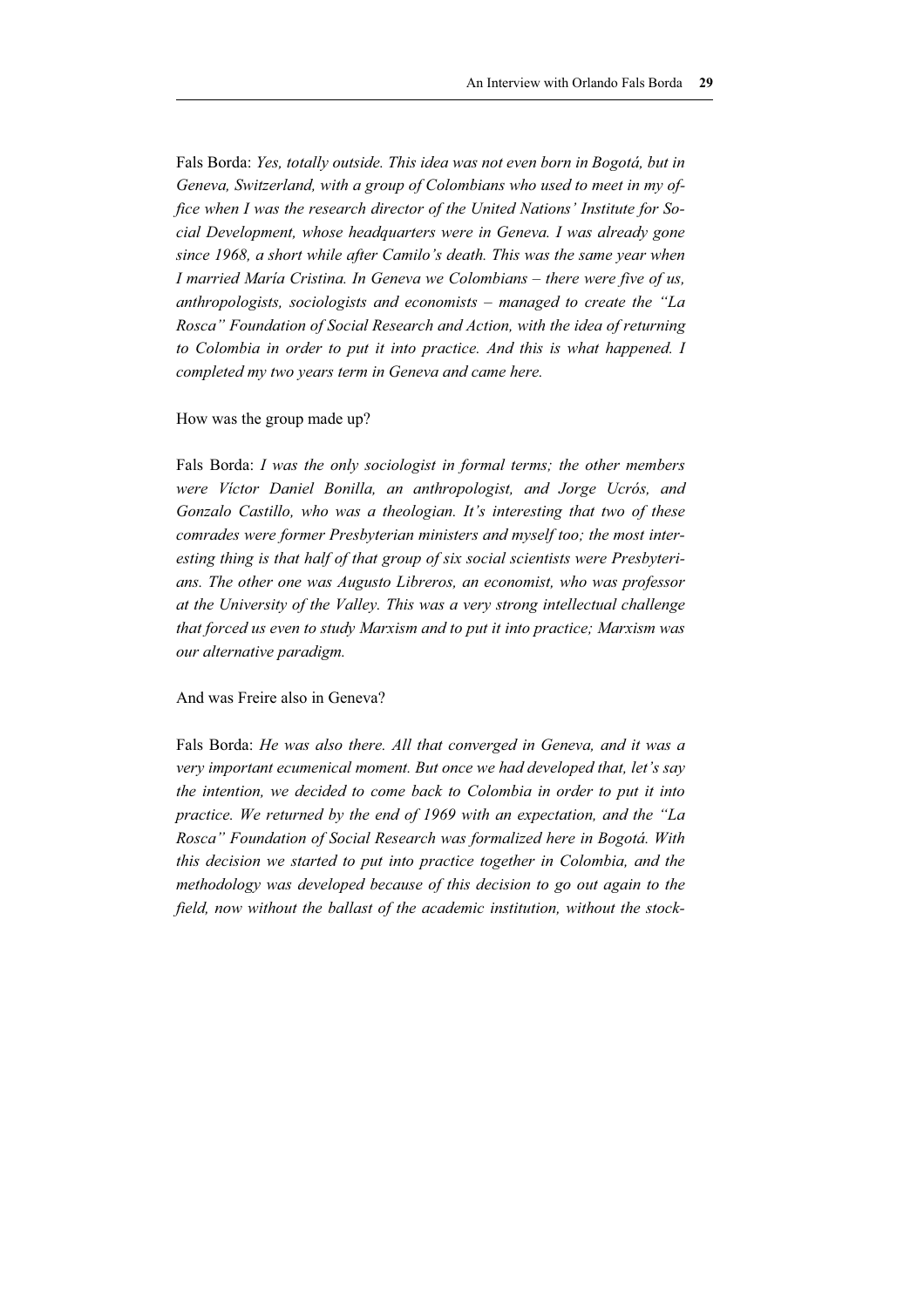Fals Borda: *Yes, totally outside. This idea was not even born in Bogotá, but in Geneva, Switzerland, with a group of Colombians who used to meet in my office when I was the research director of the United Nations' Institute for Social Development, whose headquarters were in Geneva. I was already gone since 1968, a short while after Camilo's death. This was the same year when I married María Cristina. In Geneva we Colombians – there were five of us, anthropologists, sociologists and economists – managed to create the "La Rosca" Foundation of Social Research and Action, with the idea of returning to Colombia in order to put it into practice. And this is what happened. I completed my two years term in Geneva and came here.*

How was the group made up?

Fals Borda: *I was the only sociologist in formal terms; the other members were Víctor Daniel Bonilla, an anthropologist, and Jorge Ucrós, and Gonzalo Castillo, who was a theologian. It's interesting that two of these comrades were former Presbyterian ministers and myself too; the most interesting thing is that half of that group of six social scientists were Presbyterians. The other one was Augusto Libreros, an economist, who was professor at the University of the Valley. This was a very strong intellectual challenge that forced us even to study Marxism and to put it into practice; Marxism was our alternative paradigm.*

And was Freire also in Geneva?

Fals Borda: *He was also there. All that converged in Geneva, and it was a very important ecumenical moment. But once we had developed that, let's say the intention, we decided to come back to Colombia in order to put it into practice. We returned by the end of 1969 with an expectation, and the "La Rosca" Foundation of Social Research was formalized here in Bogotá. With this decision we started to put into practice together in Colombia, and the methodology was developed because of this decision to go out again to the field, now without the ballast of the academic institution, without the stock-*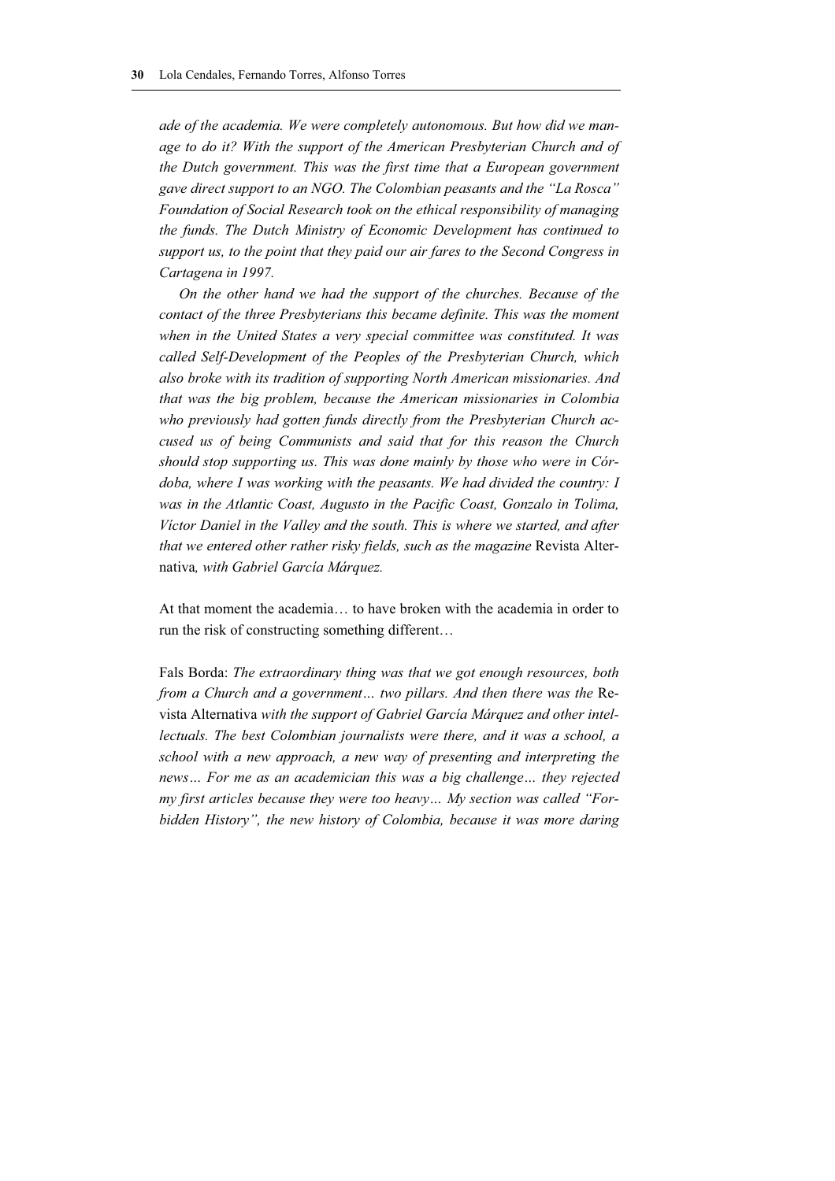*ade of the academia. We were completely autonomous. But how did we manage to do it? With the support of the American Presbyterian Church and of the Dutch government. This was the first time that a European government gave direct support to an NGO. The Colombian peasants and the "La Rosca" Foundation of Social Research took on the ethical responsibility of managing the funds. The Dutch Ministry of Economic Development has continued to support us, to the point that they paid our air fares to the Second Congress in Cartagena in 1997.*

*On the other hand we had the support of the churches. Because of the contact of the three Presbyterians this became definite. This was the moment when in the United States a very special committee was constituted. It was called Self-Development of the Peoples of the Presbyterian Church, which also broke with its tradition of supporting North American missionaries. And that was the big problem, because the American missionaries in Colombia who previously had gotten funds directly from the Presbyterian Church accused us of being Communists and said that for this reason the Church should stop supporting us. This was done mainly by those who were in Córdoba, where I was working with the peasants. We had divided the country: I was in the Atlantic Coast, Augusto in the Pacific Coast, Gonzalo in Tolima, Víctor Daniel in the Valley and the south. This is where we started, and after that we entered other rather risky fields, such as the magazine* Revista Alternativa*, with Gabriel García Márquez.*

At that moment the academia… to have broken with the academia in order to run the risk of constructing something different…

Fals Borda: *The extraordinary thing was that we got enough resources, both from a Church and a government… two pillars. And then there was the* Revista Alternativa *with the support of Gabriel García Márquez and other intellectuals. The best Colombian journalists were there, and it was a school, a school with a new approach, a new way of presenting and interpreting the news… For me as an academician this was a big challenge… they rejected my first articles because they were too heavy… My section was called "Forbidden History", the new history of Colombia, because it was more daring*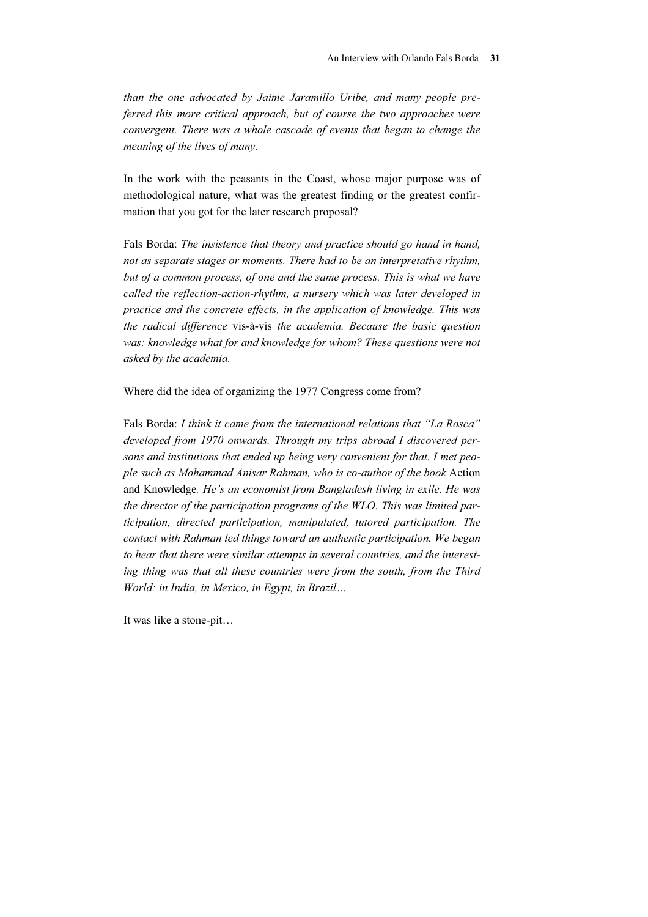*than the one advocated by Jaime Jaramillo Uribe, and many people preferred this more critical approach, but of course the two approaches were convergent. There was a whole cascade of events that began to change the meaning of the lives of many.*

In the work with the peasants in the Coast, whose major purpose was of methodological nature, what was the greatest finding or the greatest confirmation that you got for the later research proposal?

Fals Borda: *The insistence that theory and practice should go hand in hand, not as separate stages or moments. There had to be an interpretative rhythm, but of a common process, of one and the same process. This is what we have called the reflection-action-rhythm, a nursery which was later developed in practice and the concrete effects, in the application of knowledge. This was the radical difference* vis-à-vis *the academia. Because the basic question was: knowledge what for and knowledge for whom? These questions were not asked by the academia.*

Where did the idea of organizing the 1977 Congress come from?

Fals Borda: *I think it came from the international relations that "La Rosca" developed from 1970 onwards. Through my trips abroad I discovered persons and institutions that ended up being very convenient for that. I met people such as Mohammad Anisar Rahman, who is co-author of the book* Action and Knowledge*. He's an economist from Bangladesh living in exile. He was the director of the participation programs of the WLO. This was limited participation, directed participation, manipulated, tutored participation. The contact with Rahman led things toward an authentic participation. We began to hear that there were similar attempts in several countries, and the interesting thing was that all these countries were from the south, from the Third World: in India, in Mexico, in Egypt, in Brazil…*

It was like a stone-pit…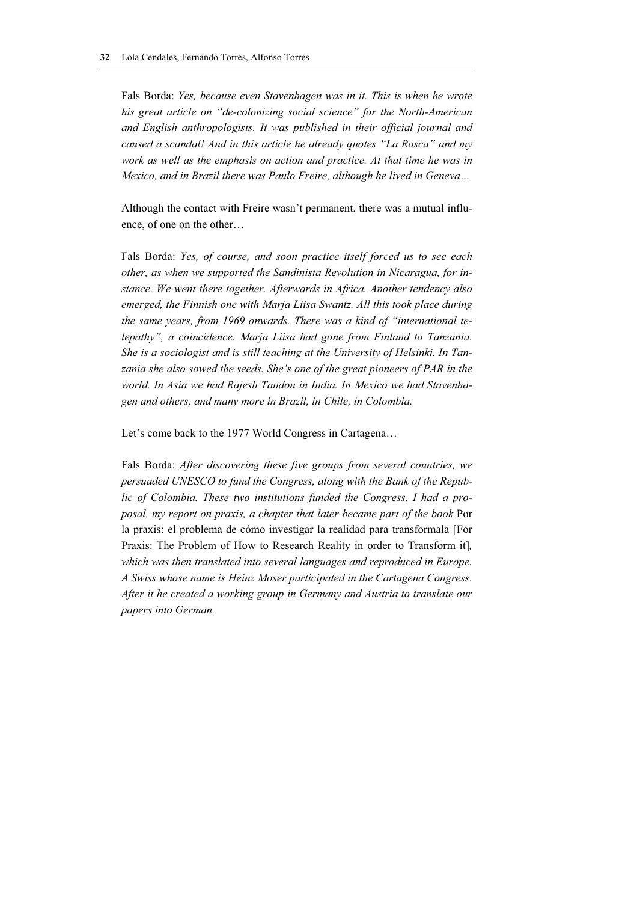Fals Borda: *Yes, because even Stavenhagen was in it. This is when he wrote his great article on "de-colonizing social science" for the North-American and English anthropologists. It was published in their official journal and caused a scandal! And in this article he already quotes "La Rosca" and my work as well as the emphasis on action and practice. At that time he was in Mexico, and in Brazil there was Paulo Freire, although he lived in Geneva…*

Although the contact with Freire wasn't permanent, there was a mutual influence, of one on the other…

Fals Borda: *Yes, of course, and soon practice itself forced us to see each other, as when we supported the Sandinista Revolution in Nicaragua, for instance. We went there together. Afterwards in Africa. Another tendency also emerged, the Finnish one with Marja Liisa Swantz. All this took place during the same years, from 1969 onwards. There was a kind of "international telepathy", a coincidence. Marja Liisa had gone from Finland to Tanzania. She is a sociologist and is still teaching at the University of Helsinki. In Tanzania she also sowed the seeds. She's one of the great pioneers of PAR in the world. In Asia we had Rajesh Tandon in India. In Mexico we had Stavenhagen and others, and many more in Brazil, in Chile, in Colombia.*

Let's come back to the 1977 World Congress in Cartagena…

Fals Borda: *After discovering these five groups from several countries, we persuaded UNESCO to fund the Congress, along with the Bank of the Republic of Colombia. These two institutions funded the Congress. I had a proposal, my report on praxis, a chapter that later became part of the book* Por la praxis: el problema de cómo investigar la realidad para transformala [For Praxis: The Problem of How to Research Reality in order to Transform it]*, which was then translated into several languages and reproduced in Europe. A Swiss whose name is Heinz Moser participated in the Cartagena Congress. After it he created a working group in Germany and Austria to translate our papers into German.*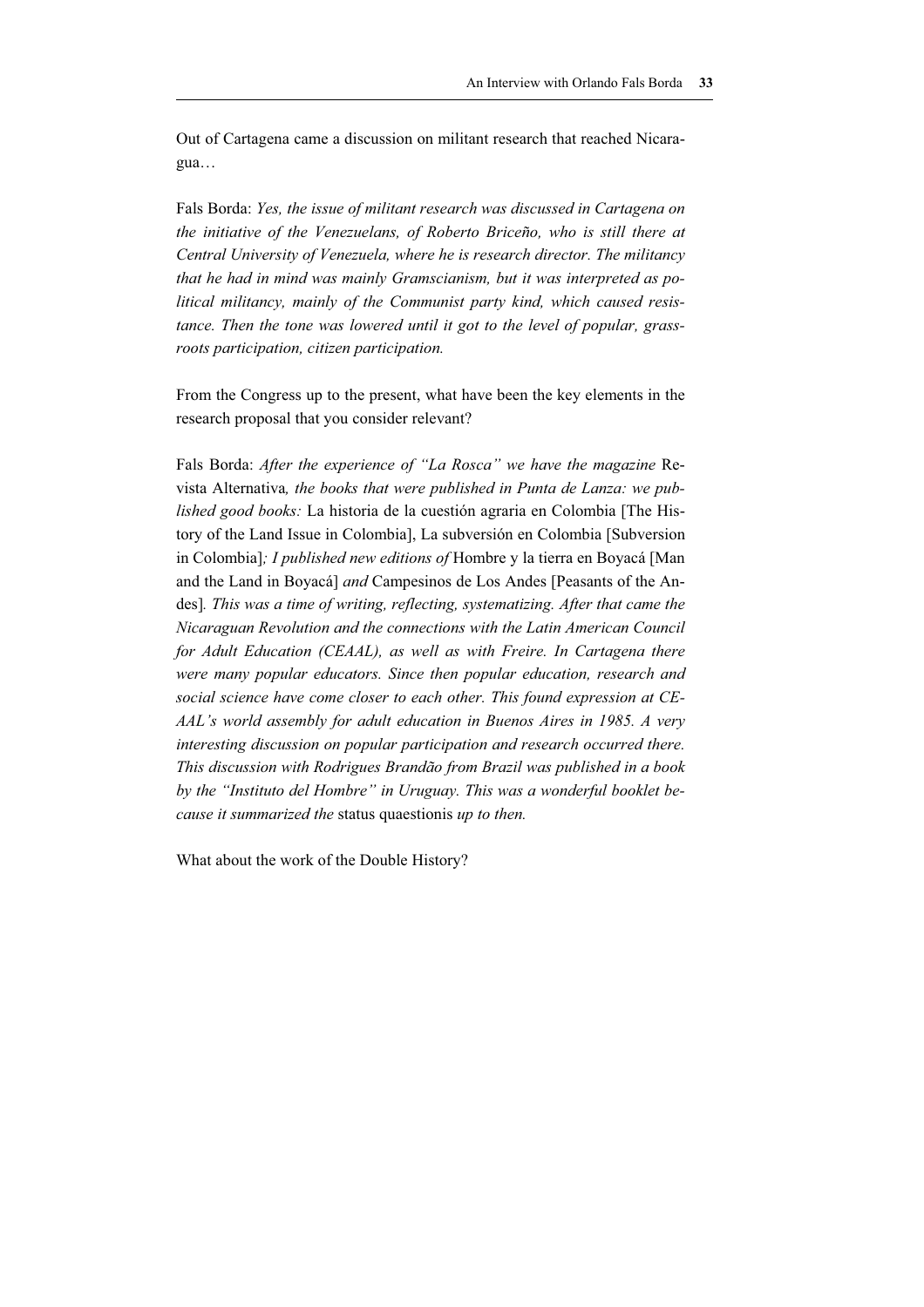Out of Cartagena came a discussion on militant research that reached Nicaragua…

Fals Borda: *Yes, the issue of militant research was discussed in Cartagena on the initiative of the Venezuelans, of Roberto Briceño, who is still there at Central University of Venezuela, where he is research director. The militancy that he had in mind was mainly Gramscianism, but it was interpreted as political militancy, mainly of the Communist party kind, which caused resistance. Then the tone was lowered until it got to the level of popular, grassroots participation, citizen participation.*

From the Congress up to the present, what have been the key elements in the research proposal that you consider relevant?

Fals Borda: *After the experience of "La Rosca" we have the magazine* Revista Alternativa*, the books that were published in Punta de Lanza: we published good books:* La historia de la cuestión agraria en Colombia [The History of the Land Issue in Colombia], La subversión en Colombia [Subversion in Colombia]*; I published new editions of* Hombre y la tierra en Boyacá [Man and the Land in Boyacá] *and* Campesinos de Los Andes [Peasants of the Andes]*. This was a time of writing, reflecting, systematizing. After that came the Nicaraguan Revolution and the connections with the Latin American Council for Adult Education (CEAAL), as well as with Freire. In Cartagena there were many popular educators. Since then popular education, research and social science have come closer to each other. This found expression at CEAAL's world assembly for adult education in Buenos Aires in 1985. A very interesting discussion on popular participation and research occurred there. This discussion with Rodrigues Brandão from Brazil was published in a book by the "Instituto del Hombre" in Uruguay. This was a wonderful booklet because it summarized the* status quaestionis *up to then.*

What about the work of the Double History?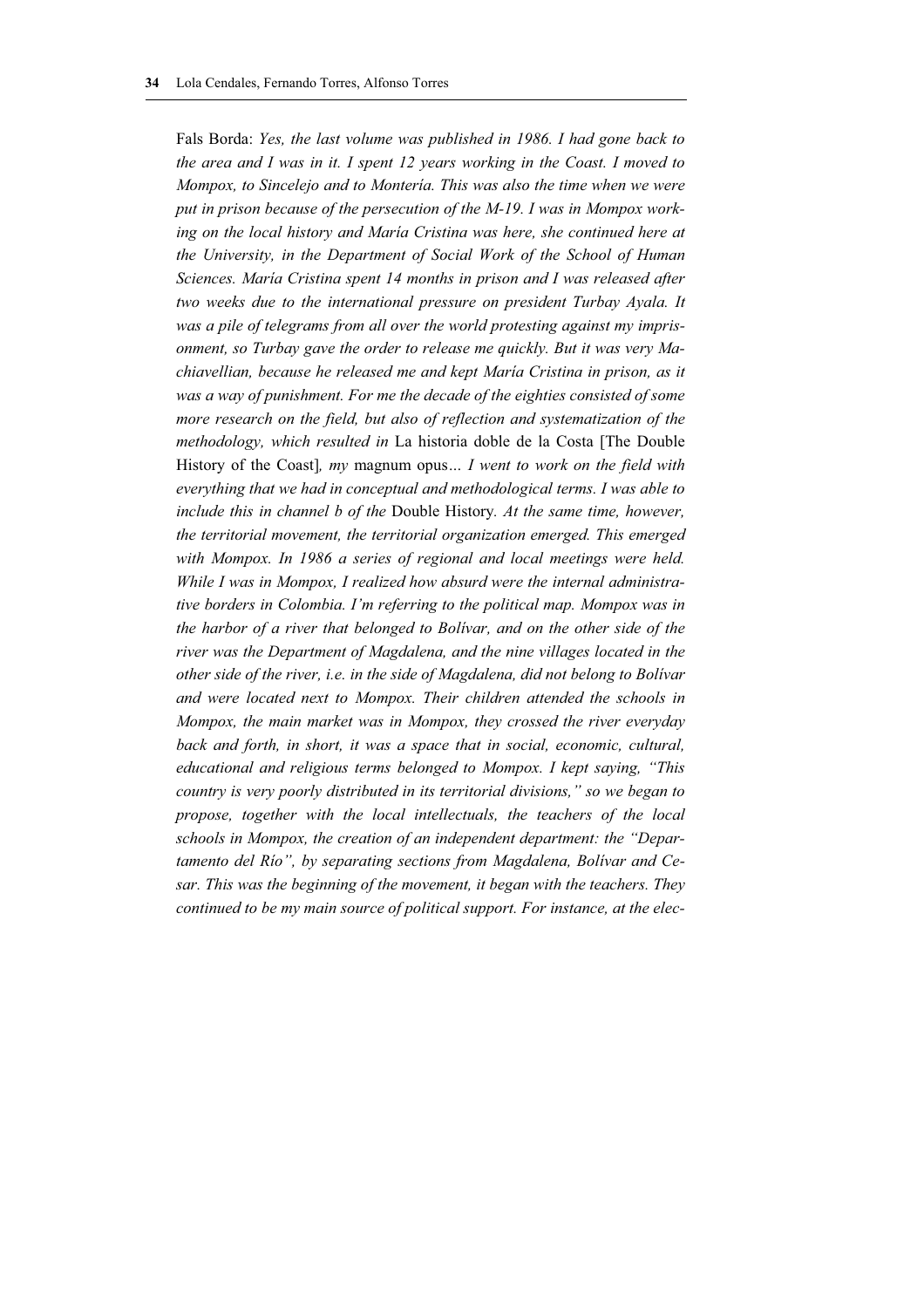Fals Borda: *Yes, the last volume was published in 1986. I had gone back to the area and I was in it. I spent 12 years working in the Coast. I moved to Mompox, to Sincelejo and to Montería. This was also the time when we were put in prison because of the persecution of the M-19. I was in Mompox working on the local history and María Cristina was here, she continued here at the University, in the Department of Social Work of the School of Human Sciences. María Cristina spent 14 months in prison and I was released after two weeks due to the international pressure on president Turbay Ayala. It was a pile of telegrams from all over the world protesting against my imprisonment, so Turbay gave the order to release me quickly. But it was very Machiavellian, because he released me and kept María Cristina in prison, as it was a way of punishment. For me the decade of the eighties consisted of some more research on the field, but also of reflection and systematization of the methodology, which resulted in* La historia doble de la Costa [The Double History of the Coast]*, my* magnum opus*… I went to work on the field with everything that we had in conceptual and methodological terms. I was able to include this in channel b of the* Double History*. At the same time, however, the territorial movement, the territorial organization emerged. This emerged with Mompox. In 1986 a series of regional and local meetings were held. While I was in Mompox, I realized how absurd were the internal administrative borders in Colombia. I'm referring to the political map. Mompox was in the harbor of a river that belonged to Bolívar, and on the other side of the river was the Department of Magdalena, and the nine villages located in the other side of the river, i.e. in the side of Magdalena, did not belong to Bolívar and were located next to Mompox. Their children attended the schools in Mompox, the main market was in Mompox, they crossed the river everyday back and forth, in short, it was a space that in social, economic, cultural, educational and religious terms belonged to Mompox. I kept saying, "This country is very poorly distributed in its territorial divisions," so we began to propose, together with the local intellectuals, the teachers of the local schools in Mompox, the creation of an independent department: the "Departamento del Río", by separating sections from Magdalena, Bolívar and Cesar. This was the beginning of the movement, it began with the teachers. They continued to be my main source of political support. For instance, at the elec-*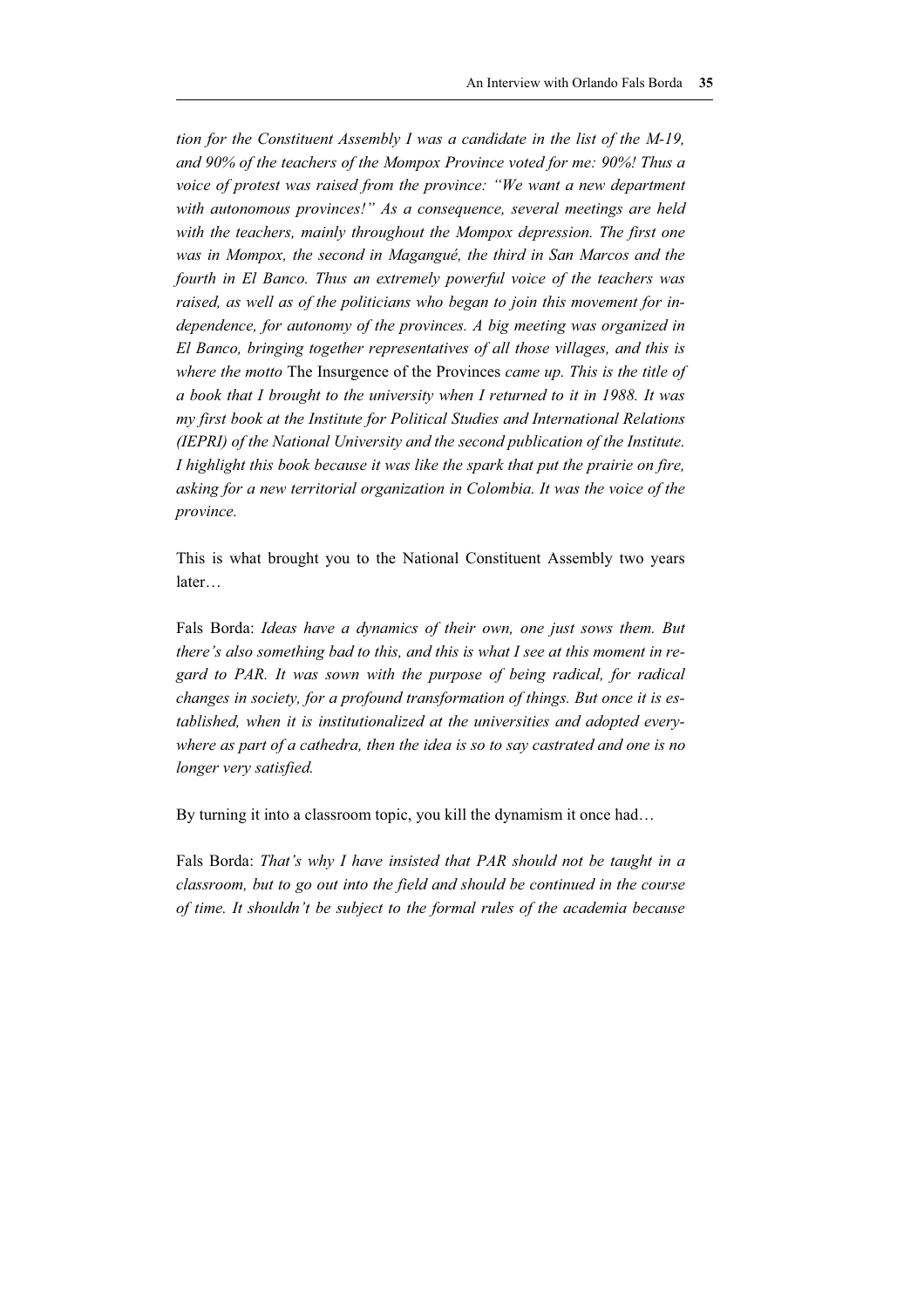*tion for the Constituent Assembly I was a candidate in the list of the M-19, and 90% of the teachers of the Mompox Province voted for me: 90%! Thus a voice of protest was raised from the province: "We want a new department with autonomous provinces!" As a consequence, several meetings are held with the teachers, mainly throughout the Mompox depression. The first one was in Mompox, the second in Magangué, the third in San Marcos and the fourth in El Banco. Thus an extremely powerful voice of the teachers was raised, as well as of the politicians who began to join this movement for independence, for autonomy of the provinces. A big meeting was organized in El Banco, bringing together representatives of all those villages, and this is where the motto* The Insurgence of the Provinces *came up. This is the title of a book that I brought to the university when I returned to it in 1988. It was my first book at the Institute for Political Studies and International Relations (IEPRI) of the National University and the second publication of the Institute. I highlight this book because it was like the spark that put the prairie on fire, asking for a new territorial organization in Colombia. It was the voice of the province.*

This is what brought you to the National Constituent Assembly two years later…

Fals Borda: *Ideas have a dynamics of their own, one just sows them. But there's also something bad to this, and this is what I see at this moment in regard to PAR. It was sown with the purpose of being radical, for radical changes in society, for a profound transformation of things. But once it is established, when it is institutionalized at the universities and adopted everywhere as part of a cathedra, then the idea is so to say castrated and one is no longer very satisfied.*

By turning it into a classroom topic, you kill the dynamism it once had…

Fals Borda: *That's why I have insisted that PAR should not be taught in a classroom, but to go out into the field and should be continued in the course of time. It shouldn't be subject to the formal rules of the academia because*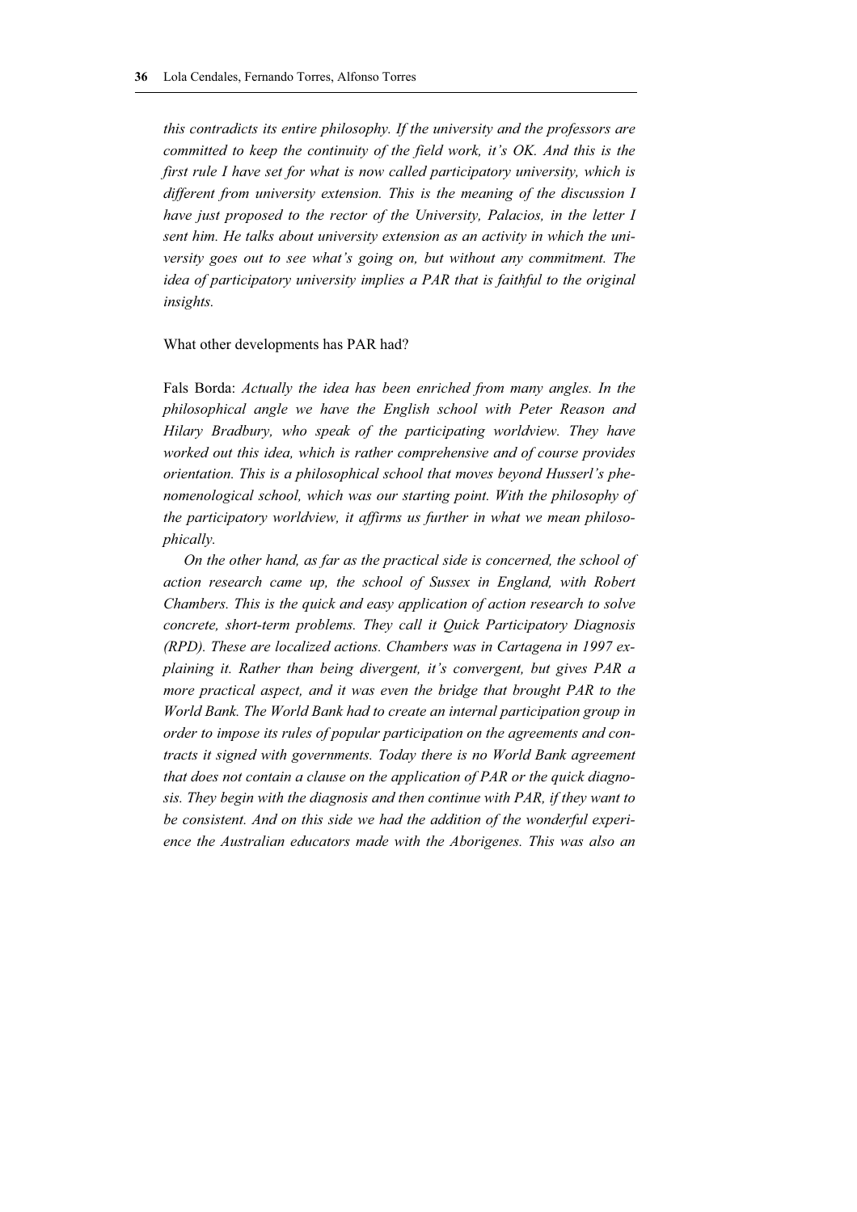*this contradicts its entire philosophy. If the university and the professors are committed to keep the continuity of the field work, it's OK. And this is the first rule I have set for what is now called participatory university, which is different from university extension. This is the meaning of the discussion I have just proposed to the rector of the University, Palacios, in the letter I sent him. He talks about university extension as an activity in which the university goes out to see what's going on, but without any commitment. The idea of participatory university implies a PAR that is faithful to the original insights.*

What other developments has PAR had?

Fals Borda: *Actually the idea has been enriched from many angles. In the philosophical angle we have the English school with Peter Reason and Hilary Bradbury, who speak of the participating worldview. They have worked out this idea, which is rather comprehensive and of course provides orientation. This is a philosophical school that moves beyond Husserl's phenomenological school, which was our starting point. With the philosophy of the participatory worldview, it affirms us further in what we mean philosophically.*

*On the other hand, as far as the practical side is concerned, the school of action research came up, the school of Sussex in England, with Robert Chambers. This is the quick and easy application of action research to solve concrete, short-term problems. They call it Quick Participatory Diagnosis (RPD). These are localized actions. Chambers was in Cartagena in 1997 explaining it. Rather than being divergent, it's convergent, but gives PAR a more practical aspect, and it was even the bridge that brought PAR to the World Bank. The World Bank had to create an internal participation group in order to impose its rules of popular participation on the agreements and contracts it signed with governments. Today there is no World Bank agreement that does not contain a clause on the application of PAR or the quick diagnosis. They begin with the diagnosis and then continue with PAR, if they want to be consistent. And on this side we had the addition of the wonderful experience the Australian educators made with the Aborigenes. This was also an*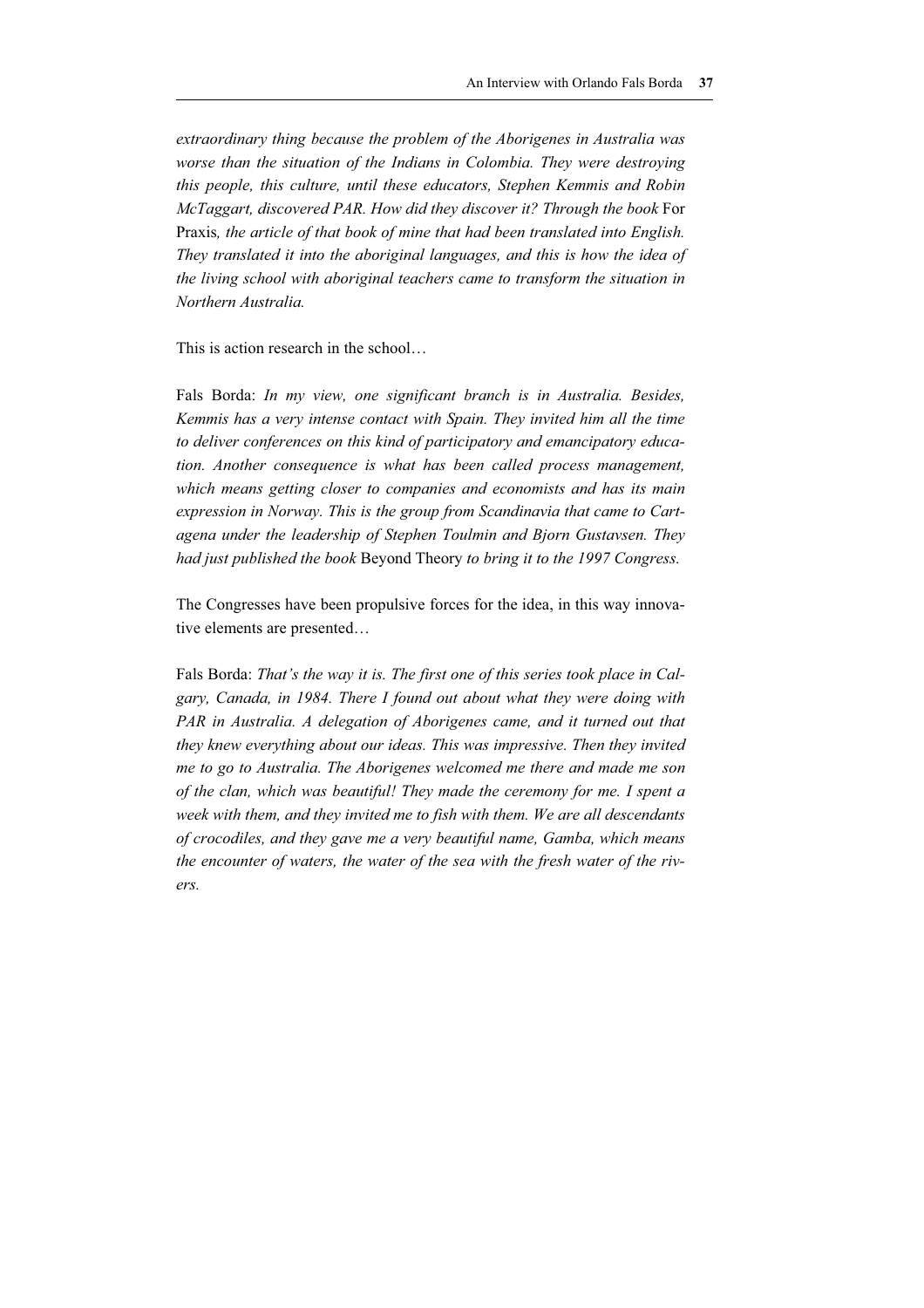*extraordinary thing because the problem of the Aborigenes in Australia was worse than the situation of the Indians in Colombia. They were destroying this people, this culture, until these educators, Stephen Kemmis and Robin McTaggart, discovered PAR. How did they discover it? Through the book* For Praxis*, the article of that book of mine that had been translated into English. They translated it into the aboriginal languages, and this is how the idea of the living school with aboriginal teachers came to transform the situation in Northern Australia.*

This is action research in the school…

Fals Borda: *In my view, one significant branch is in Australia. Besides, Kemmis has a very intense contact with Spain. They invited him all the time to deliver conferences on this kind of participatory and emancipatory education. Another consequence is what has been called process management, which means getting closer to companies and economists and has its main expression in Norway. This is the group from Scandinavia that came to Cartagena under the leadership of Stephen Toulmin and Bjorn Gustavsen. They had just published the book* Beyond Theory *to bring it to the 1997 Congress.*

The Congresses have been propulsive forces for the idea, in this way innovative elements are presented…

Fals Borda: *That's the way it is. The first one of this series took place in Calgary, Canada, in 1984. There I found out about what they were doing with PAR in Australia. A delegation of Aborigenes came, and it turned out that they knew everything about our ideas. This was impressive. Then they invited me to go to Australia. The Aborigenes welcomed me there and made me son of the clan, which was beautiful! They made the ceremony for me. I spent a week with them, and they invited me to fish with them. We are all descendants of crocodiles, and they gave me a very beautiful name, Gamba, which means the encounter of waters, the water of the sea with the fresh water of the rivers.*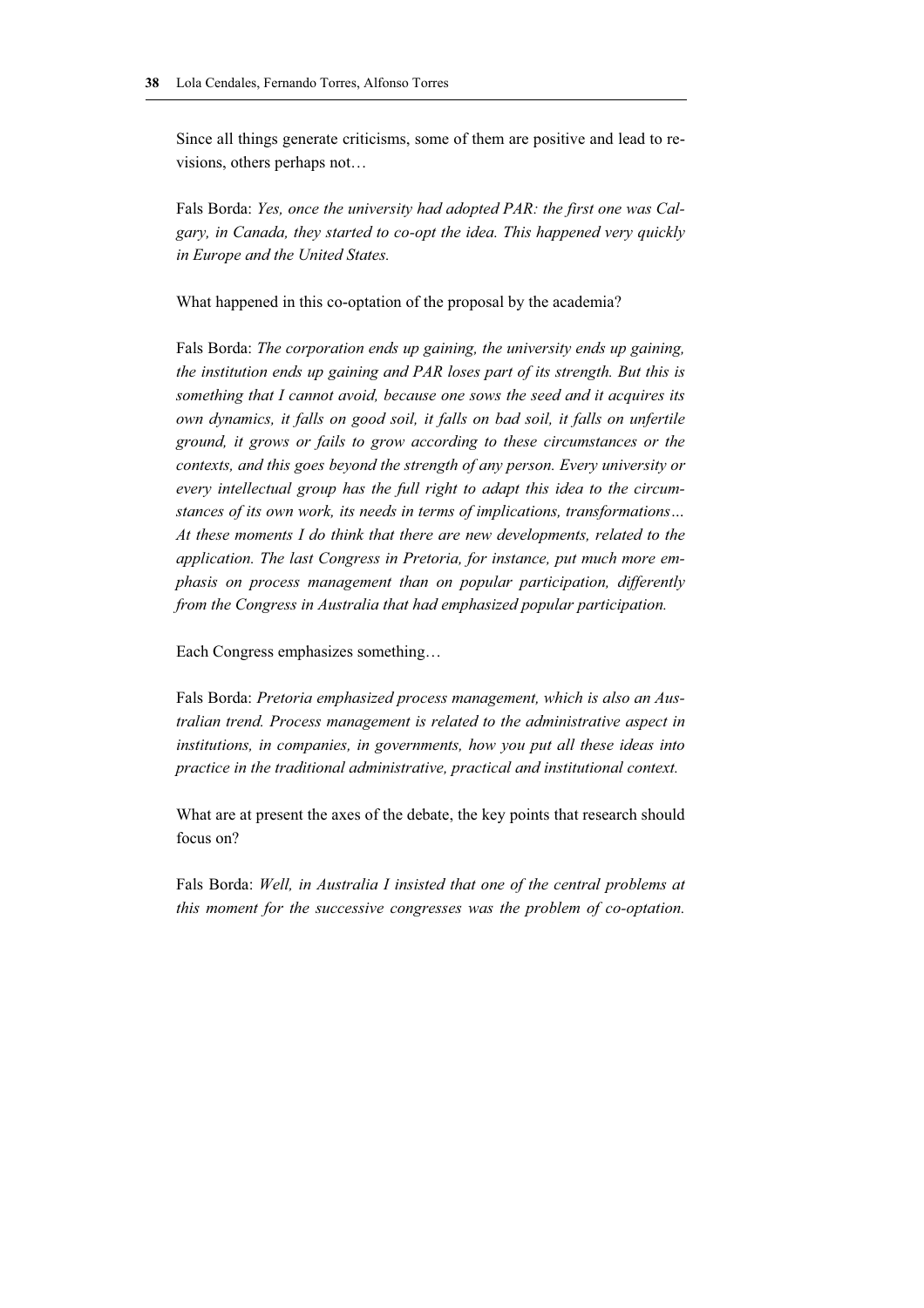Since all things generate criticisms, some of them are positive and lead to revisions, others perhaps not…

Fals Borda: *Yes, once the university had adopted PAR: the first one was Calgary, in Canada, they started to co-opt the idea. This happened very quickly in Europe and the United States.*

What happened in this co-optation of the proposal by the academia?

Fals Borda: *The corporation ends up gaining, the university ends up gaining, the institution ends up gaining and PAR loses part of its strength. But this is something that I cannot avoid, because one sows the seed and it acquires its own dynamics, it falls on good soil, it falls on bad soil, it falls on unfertile ground, it grows or fails to grow according to these circumstances or the contexts, and this goes beyond the strength of any person. Every university or every intellectual group has the full right to adapt this idea to the circumstances of its own work, its needs in terms of implications, transformations… At these moments I do think that there are new developments, related to the application. The last Congress in Pretoria, for instance, put much more emphasis on process management than on popular participation, differently from the Congress in Australia that had emphasized popular participation.*

Each Congress emphasizes something…

Fals Borda: *Pretoria emphasized process management, which is also an Australian trend. Process management is related to the administrative aspect in institutions, in companies, in governments, how you put all these ideas into practice in the traditional administrative, practical and institutional context.*

What are at present the axes of the debate, the key points that research should focus on?

Fals Borda: *Well, in Australia I insisted that one of the central problems at this moment for the successive congresses was the problem of co-optation.*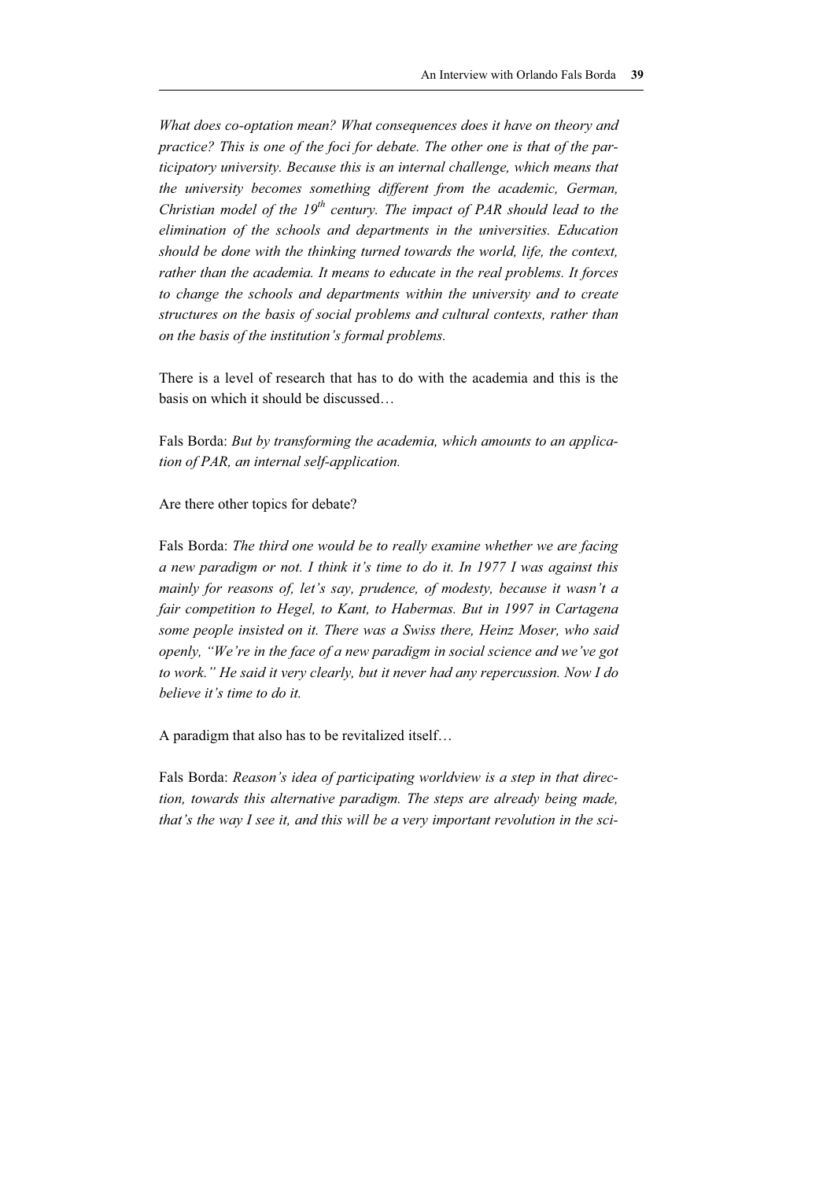*What does co-optation mean? What consequences does it have on theory and practice? This is one of the foci for debate. The other one is that of the participatory university. Because this is an internal challenge, which means that the university becomes something different from the academic, German, Christian model of the 19th century. The impact of PAR should lead to the elimination of the schools and departments in the universities. Education should be done with the thinking turned towards the world, life, the context, rather than the academia. It means to educate in the real problems. It forces to change the schools and departments within the university and to create structures on the basis of social problems and cultural contexts, rather than on the basis of the institution's formal problems.*

There is a level of research that has to do with the academia and this is the basis on which it should be discussed…

Fals Borda: *But by transforming the academia, which amounts to an application of PAR, an internal self-application.*

Are there other topics for debate?

Fals Borda: *The third one would be to really examine whether we are facing a new paradigm or not. I think it's time to do it. In 1977 I was against this mainly for reasons of, let's say, prudence, of modesty, because it wasn't a fair competition to Hegel, to Kant, to Habermas. But in 1997 in Cartagena some people insisted on it. There was a Swiss there, Heinz Moser, who said openly, "We're in the face of a new paradigm in social science and we've got to work." He said it very clearly, but it never had any repercussion. Now I do believe it's time to do it.*

A paradigm that also has to be revitalized itself…

Fals Borda: *Reason's idea of participating worldview is a step in that direction, towards this alternative paradigm. The steps are already being made, that's the way I see it, and this will be a very important revolution in the sci-*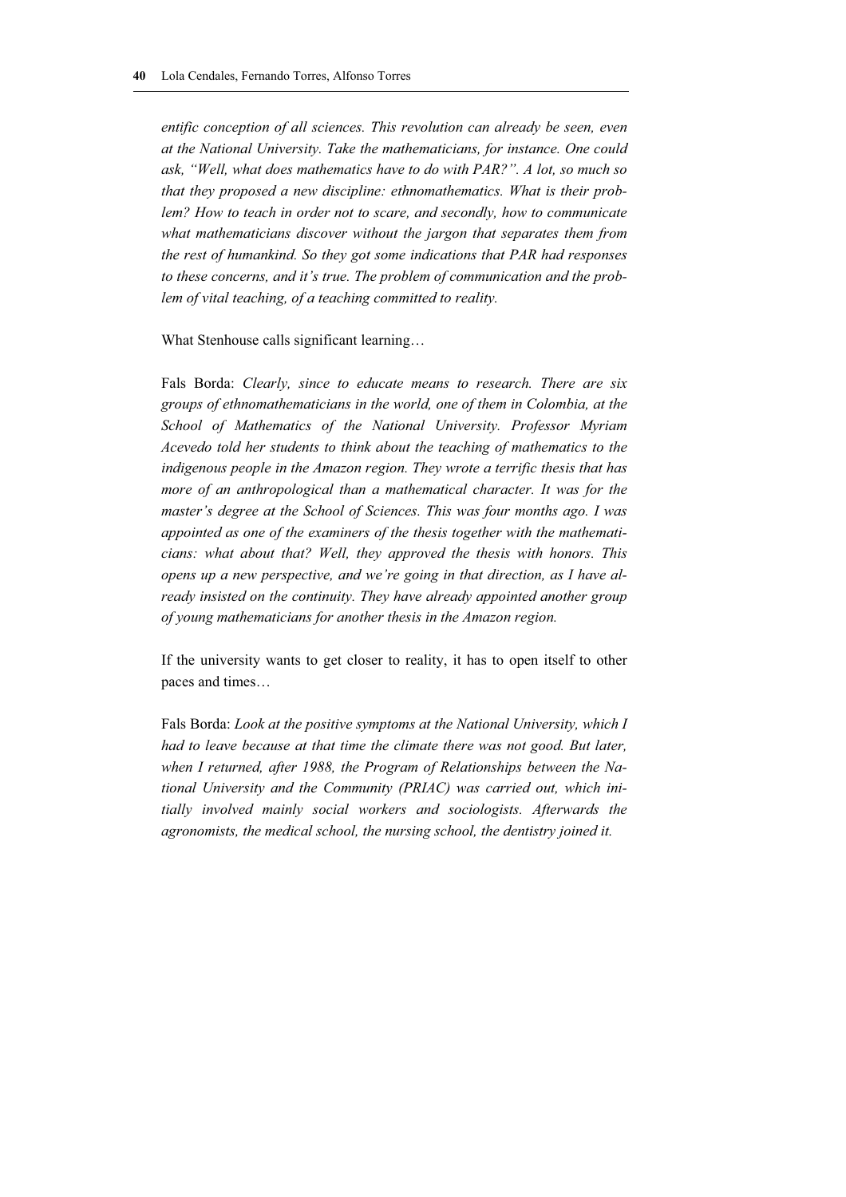*entific conception of all sciences. This revolution can already be seen, even at the National University. Take the mathematicians, for instance. One could ask, "Well, what does mathematics have to do with PAR?". A lot, so much so that they proposed a new discipline: ethnomathematics. What is their problem? How to teach in order not to scare, and secondly, how to communicate what mathematicians discover without the jargon that separates them from the rest of humankind. So they got some indications that PAR had responses to these concerns, and it's true. The problem of communication and the problem of vital teaching, of a teaching committed to reality.*

What Stenhouse calls significant learning…

Fals Borda: *Clearly, since to educate means to research. There are six groups of ethnomathematicians in the world, one of them in Colombia, at the School of Mathematics of the National University. Professor Myriam Acevedo told her students to think about the teaching of mathematics to the indigenous people in the Amazon region. They wrote a terrific thesis that has more of an anthropological than a mathematical character. It was for the master's degree at the School of Sciences. This was four months ago. I was appointed as one of the examiners of the thesis together with the mathematicians: what about that? Well, they approved the thesis with honors. This opens up a new perspective, and we're going in that direction, as I have already insisted on the continuity. They have already appointed another group of young mathematicians for another thesis in the Amazon region.*

If the university wants to get closer to reality, it has to open itself to other paces and times…

Fals Borda: *Look at the positive symptoms at the National University, which I had to leave because at that time the climate there was not good. But later, when I returned, after 1988, the Program of Relationships between the National University and the Community (PRIAC) was carried out, which initially involved mainly social workers and sociologists. Afterwards the agronomists, the medical school, the nursing school, the dentistry joined it.*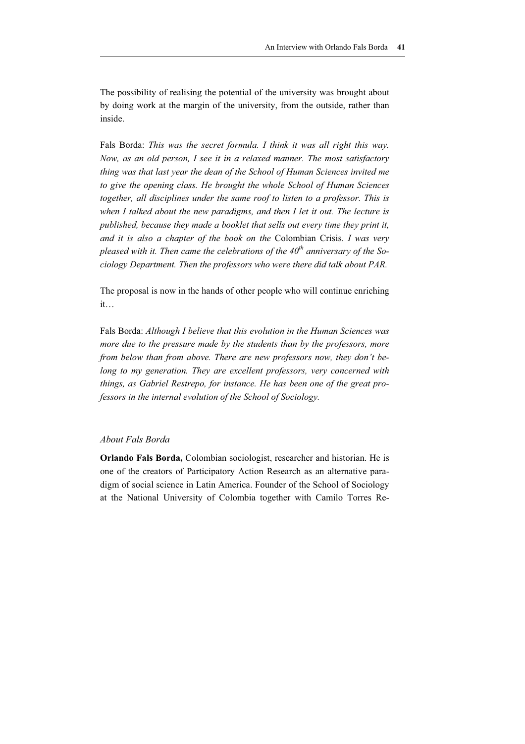The possibility of realising the potential of the university was brought about by doing work at the margin of the university, from the outside, rather than inside.

Fals Borda: *This was the secret formula. I think it was all right this way. Now, as an old person, I see it in a relaxed manner. The most satisfactory thing was that last year the dean of the School of Human Sciences invited me to give the opening class. He brought the whole School of Human Sciences together, all disciplines under the same roof to listen to a professor. This is when I talked about the new paradigms, and then I let it out. The lecture is published, because they made a booklet that sells out every time they print it, and it is also a chapter of the book on the* Colombian Crisis*. I was very pleased with it. Then came the celebrations of the 40th anniversary of the Sociology Department. Then the professors who were there did talk about PAR.*

The proposal is now in the hands of other people who will continue enriching it…

Fals Borda: *Although I believe that this evolution in the Human Sciences was more due to the pressure made by the students than by the professors, more from below than from above. There are new professors now, they don't belong to my generation. They are excellent professors, very concerned with things, as Gabriel Restrepo, for instance. He has been one of the great professors in the internal evolution of the School of Sociology.*

### *About Fals Borda*

**Orlando Fals Borda,** Colombian sociologist, researcher and historian. He is one of the creators of Participatory Action Research as an alternative paradigm of social science in Latin America. Founder of the School of Sociology at the National University of Colombia together with Camilo Torres Re-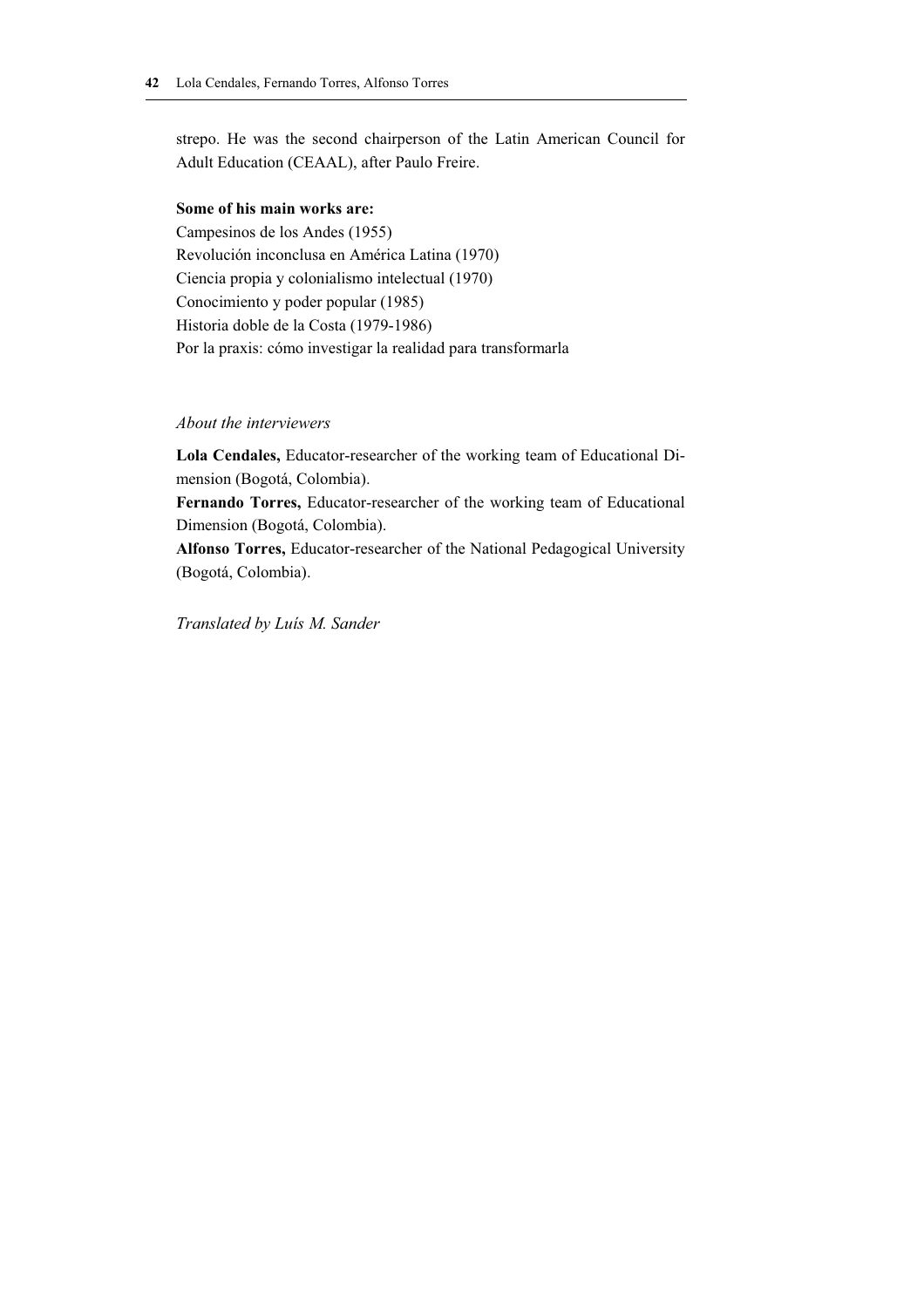strepo. He was the second chairperson of the Latin American Council for Adult Education (CEAAL), after Paulo Freire.

**Some of his main works are:**

Campesinos de los Andes (1955)
Revolución inconclusa en América Latina (1970)
Ciencia propia y colonialismo intelectual (1970)
Conocimiento y poder popular (1985)
Historia doble de la Costa (1979-1986)
Por la praxis: cómo investigar la realidad para transformarla

*About the interviewers*

**Lola Cendales,** Educator-researcher of the working team of Educational Dimension (Bogotá, Colombia).
**Fernando Torres,** Educator-researcher of the working team of Educational Dimension (Bogotá, Colombia).
**Alfonso Torres,** Educator-researcher of the National Pedagogical University (Bogotá, Colombia).

*Translated by Luís M. Sander*